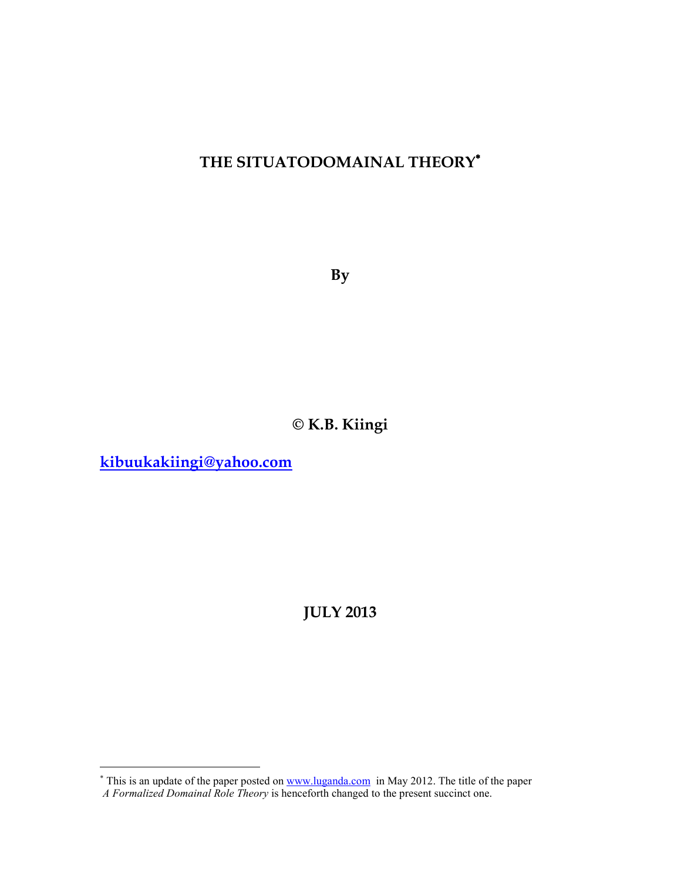# THE SITUATODOMAINAL THEORY*

By

© K.B. Kiingi

[kibuukakiingi@yahoo.com](mailto:kibuukakiingi@yahoo.com)

JULY 2013

---

* This is an update of the paper posted on [www.luganda.com](http://www.luganda.com) in May 2012. The title of the paper *A Formalized Domainal Role Theory* is henceforth changed to the present succinct one.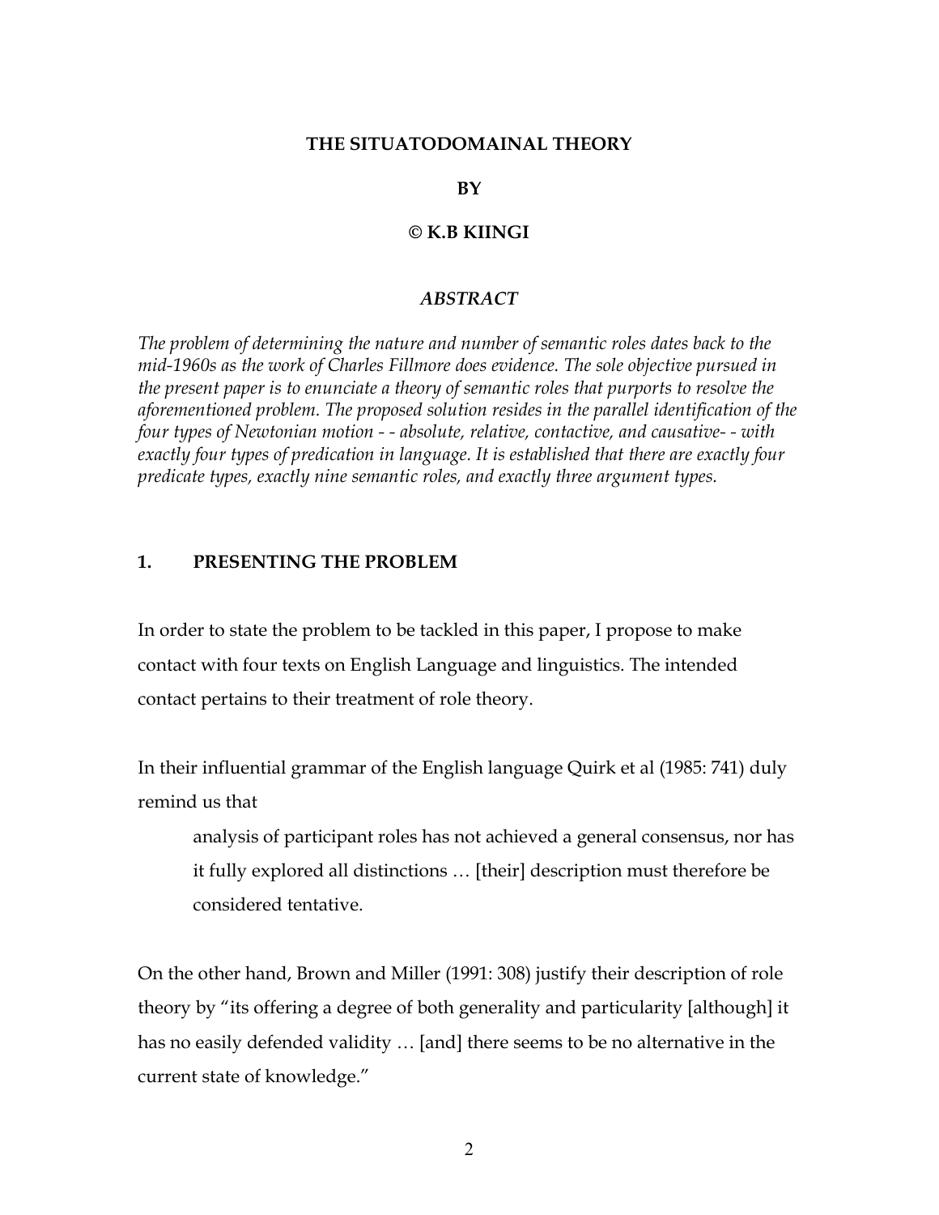**THE SITUATODOMAINAL THEORY**

**BY**

**© K.B KIINGI**

***ABSTRACT***

*The problem of determining the nature and number of semantic roles dates back to the mid-1960s as the work of Charles Fillmore does evidence. The sole objective pursued in the present paper is to enunciate a theory of semantic roles that purports to resolve the aforementioned problem. The proposed solution resides in the parallel identification of the four types of Newtonian motion - - absolute, relative, contactive, and causative- - with exactly four types of predication in language. It is established that there are exactly four predicate types, exactly nine semantic roles, and exactly three argument types.*

## 1. PRESENTING THE PROBLEM

In order to state the problem to be tackled in this paper, I propose to make contact with four texts on English Language and linguistics. The intended contact pertains to their treatment of role theory.

In their influential grammar of the English language Quirk et al (1985: 741) duly remind us that

> analysis of participant roles has not achieved a general consensus, nor has it fully explored all distinctions … [their] description must therefore be considered tentative.

On the other hand, Brown and Miller (1991: 308) justify their description of role theory by "its offering a degree of both generality and particularity [although] it has no easily defended validity … [and] there seems to be no alternative in the current state of knowledge."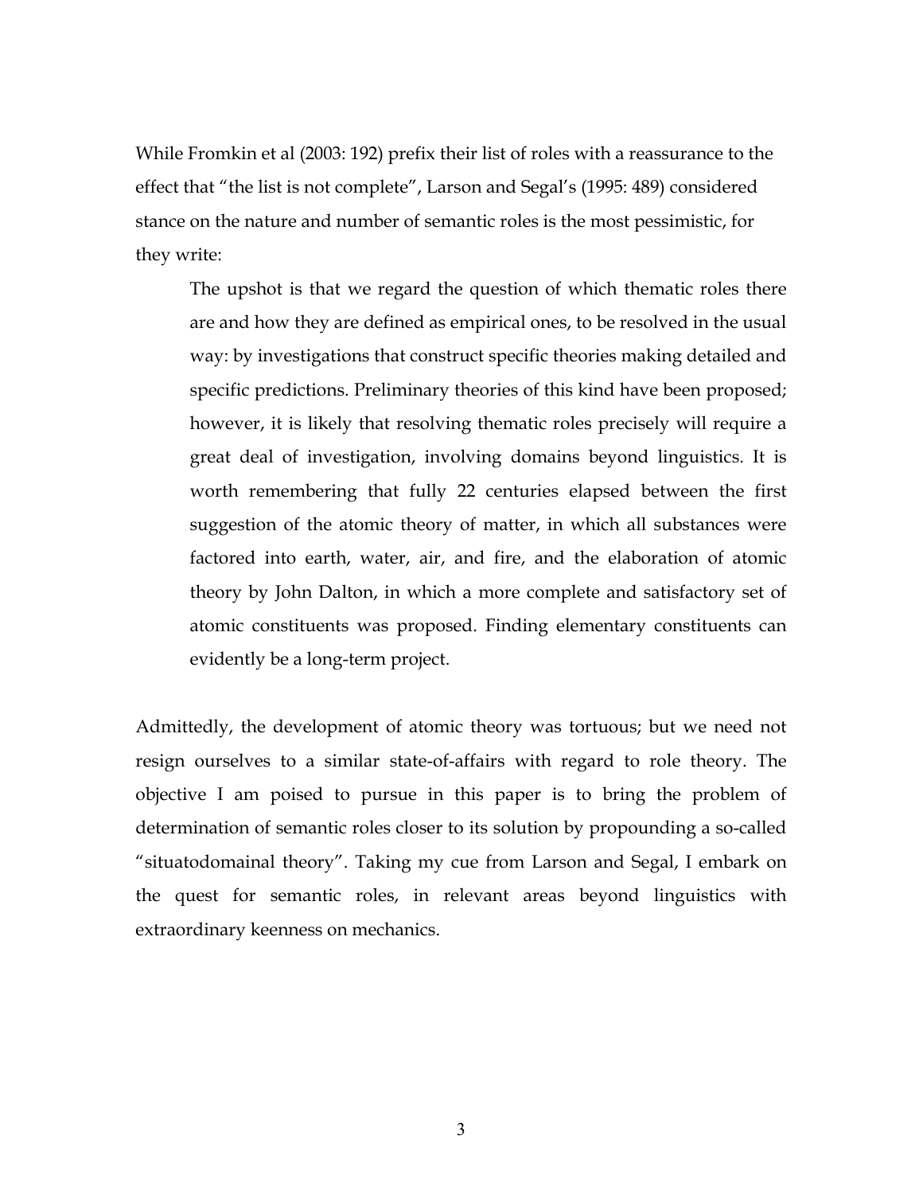While Fromkin et al (2003: 192) prefix their list of roles with a reassurance to the effect that "the list is not complete", Larson and Segal's (1995: 489) considered stance on the nature and number of semantic roles is the most pessimistic, for they write:

> The upshot is that we regard the question of which thematic roles there are and how they are defined as empirical ones, to be resolved in the usual way: by investigations that construct specific theories making detailed and specific predictions. Preliminary theories of this kind have been proposed; however, it is likely that resolving thematic roles precisely will require a great deal of investigation, involving domains beyond linguistics. It is worth remembering that fully 22 centuries elapsed between the first suggestion of the atomic theory of matter, in which all substances were factored into earth, water, air, and fire, and the elaboration of atomic theory by John Dalton, in which a more complete and satisfactory set of atomic constituents was proposed. Finding elementary constituents can evidently be a long-term project.

Admittedly, the development of atomic theory was tortuous; but we need not resign ourselves to a similar state-of-affairs with regard to role theory. The objective I am poised to pursue in this paper is to bring the problem of determination of semantic roles closer to its solution by propounding a so-called "situatodomainal theory". Taking my cue from Larson and Segal, I embark on the quest for semantic roles, in relevant areas beyond linguistics with extraordinary keenness on mechanics.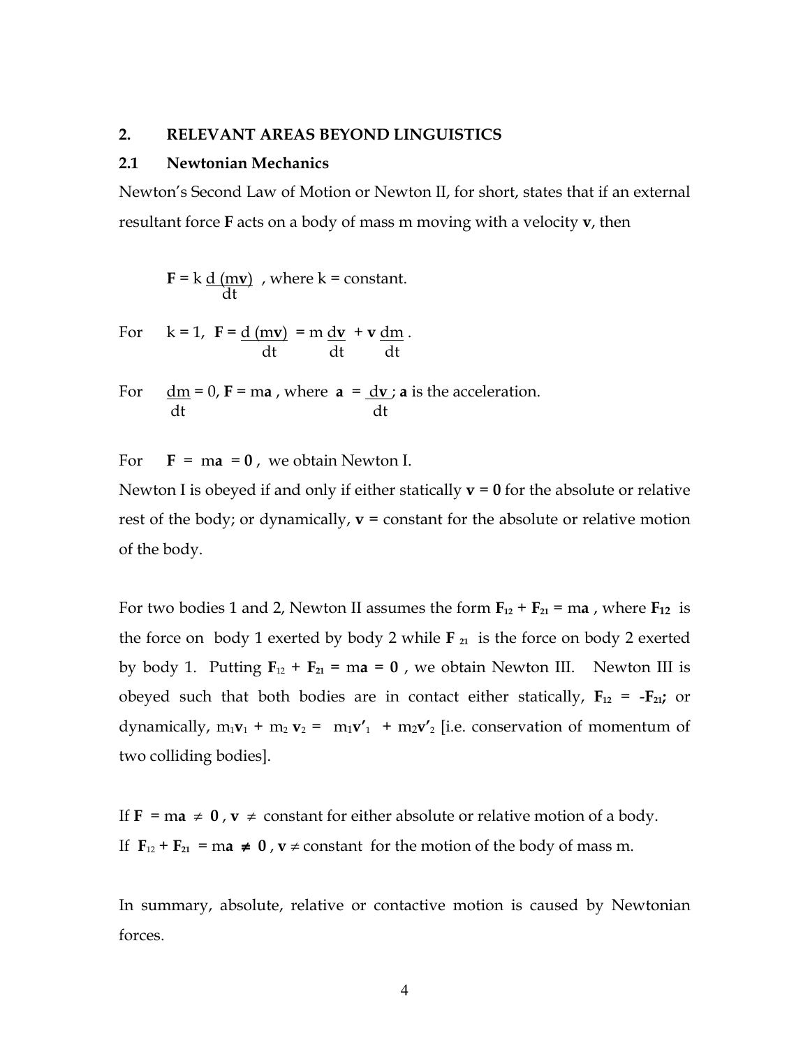## 2. RELEVANT AREAS BEYOND LINGUISTICS

### 2.1 Newtonian Mechanics

Newton's Second Law of Motion or Newton II, for short, states that if an external resultant force $\mathbf{F}$ acts on a body of mass m moving with a velocity $\mathbf{v}$, then

$$\mathbf{F} = k \frac{d(m\mathbf{v})}{dt} \text{ , where } k = \text{constant.}$$

For $k = 1$, $\mathbf{F} = \frac{d(m\mathbf{v})}{dt} = m\frac{d\mathbf{v}}{dt} + \mathbf{v}\frac{dm}{dt}$.

For $\frac{dm}{dt} = 0$, $\mathbf{F} = m\mathbf{a}$ , where $\mathbf{a} = \frac{d\mathbf{v}}{dt}$ ; $\mathbf{a}$ is the acceleration.

For $\mathbf{F} = m\mathbf{a} = \mathbf{0}$ , we obtain Newton I.

Newton I is obeyed if and only if either statically $\mathbf{v} = \mathbf{0}$ for the absolute or relative rest of the body; or dynamically, $\mathbf{v}$ = constant for the absolute or relative motion of the body.

For two bodies 1 and 2, Newton II assumes the form $\mathbf{F}_{12} + \mathbf{F}_{21} = m\mathbf{a}$ , where $\mathbf{F}_{12}$ is the force on body 1 exerted by body 2 while $\mathbf{F}_{21}$ is the force on body 2 exerted by body 1. Putting $\mathbf{F}_{12} + \mathbf{F}_{21} = m\mathbf{a} = \mathbf{0}$ , we obtain Newton III. Newton III is obeyed such that both bodies are in contact either statically, $\mathbf{F}_{12} = -\mathbf{F}_{21}$**;** or dynamically, $m_1\mathbf{v}_1 + m_2\mathbf{v}_2 = m_1\mathbf{v}'_1 + m_2\mathbf{v}'_2$ [i.e. conservation of momentum of two colliding bodies].

If $\mathbf{F} = m\mathbf{a} \neq \mathbf{0}$ , $\mathbf{v} \neq$ constant for either absolute or relative motion of a body.
If $\mathbf{F}_{12} + \mathbf{F}_{21} = m\mathbf{a} \neq \mathbf{0}$ , $\mathbf{v} \neq$ constant for the motion of the body of mass m.

In summary, absolute, relative or contactive motion is caused by Newtonian forces.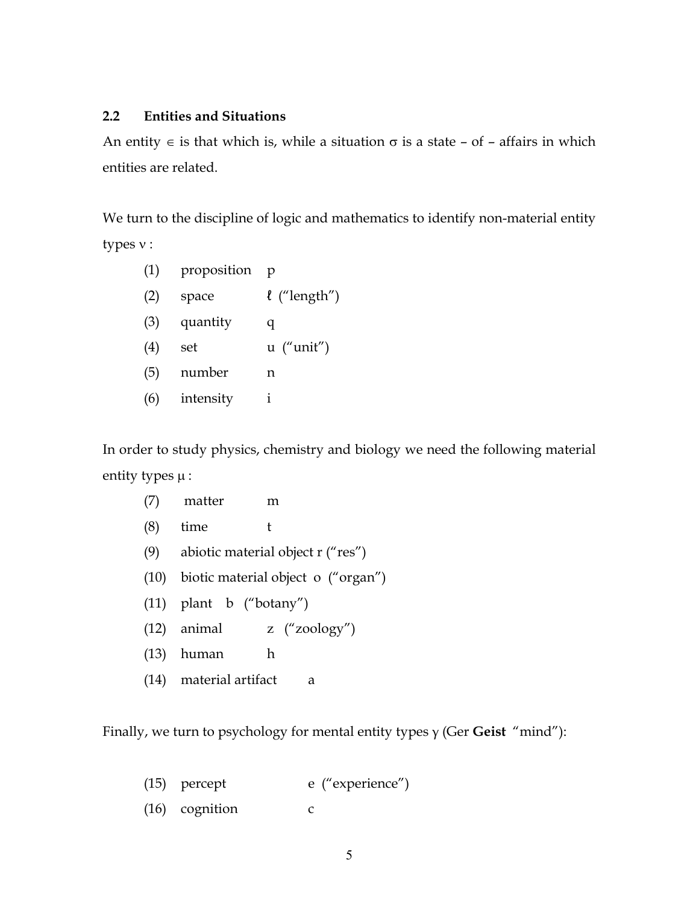## 2.2 Entities and Situations

An entity $\in$ is that which is, while a situation $\sigma$ is a state – of – affairs in which entities are related.

We turn to the discipline of logic and mathematics to identify non-material entity types $\nu$ :

(1) proposition p
(2) space $\ell$ ("length")
(3) quantity q
(4) set u ("unit")
(5) number n
(6) intensity i

In order to study physics, chemistry and biology we need the following material entity types $\mu$ :

(7) matter m
(8) time t
(9) abiotic material object r ("res")
(10) biotic material object o ("organ")
(11) plant b ("botany")
(12) animal z ("zoology")
(13) human h
(14) material artifact a

Finally, we turn to psychology for mental entity types $\gamma$ (Ger **Geist** "mind"):

(15) percept e ("experience")
(16) cognition c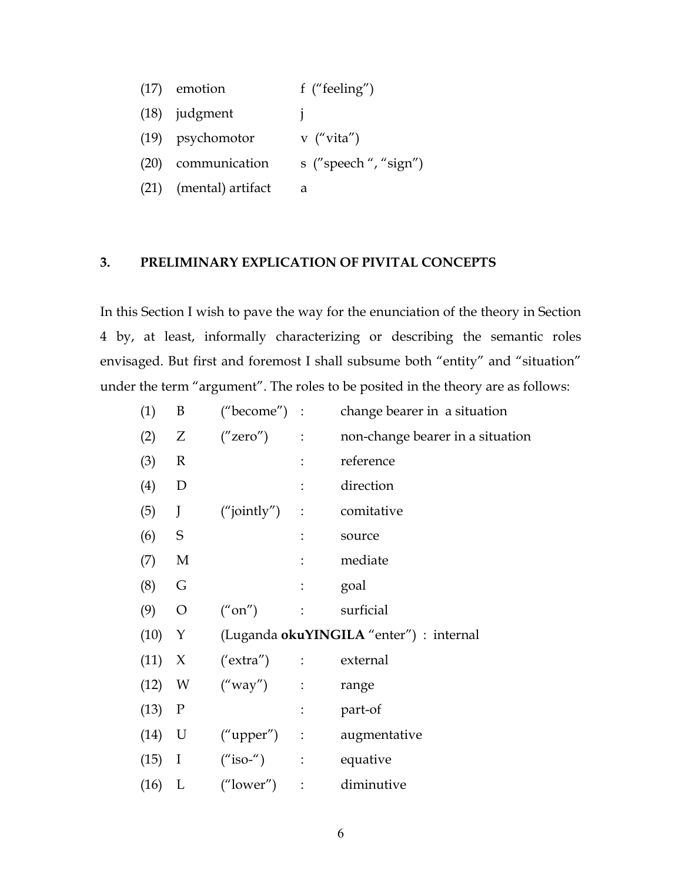(17) emotion f (“feeling”)

(18) judgment j

(19) psychomotor v (“vita”)

(20) communication s (”speech “, “sign”)

(21) (mental) artifact a

### 3. PRELIMINARY EXPLICATION OF PIVITAL CONCEPTS

In this Section I wish to pave the way for the enunciation of the theory in Section 4 by, at least, informally characterizing or describing the semantic roles envisaged. But first and foremost I shall subsume both “entity” and “situation” under the term “argument”. The roles to be posited in the theory are as follows:

(1) B (“become”) : change bearer in a situation

(2) Z (”zero”) : non-change bearer in a situation

(3) R : reference

(4) D : direction

(5) J (“jointly”) : comitative

(6) S : source

(7) M : mediate

(8) G : goal

(9) O (“on”) : surficial

(10) Y (Luganda **okuYINGILA** “enter”) : internal

(11) X (‘extra”) : external

(12) W (“way”) : range

(13) P : part-of

(14) U (“upper”) : augmentative

(15) I (“iso-“) : equative

(16) L (“lower”) : diminutive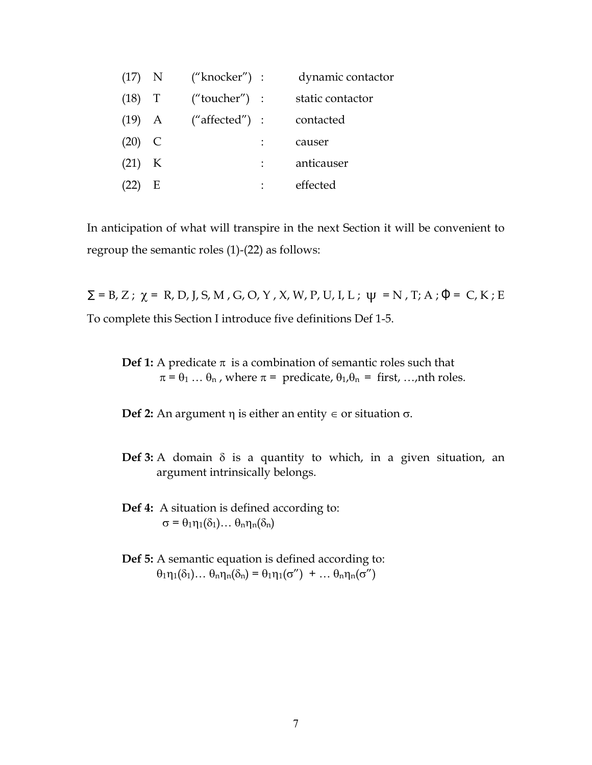(17) N ("knocker") : dynamic contactor

(18) T ("toucher") : static contactor

(19) A ("affected") : contacted

(20) C : causer

(21) K : anticauser

(22) E : effected

In anticipation of what will transpire in the next Section it will be convenient to regroup the semantic roles (1)-(22) as follows:

$\Sigma$ = B, Z ; $\chi$ = R, D, J, S, M , G, O, Y , X, W, P, U, I, L ; $\psi$ = N , T; A ; $\Phi$ = C, K ; E

To complete this Section I introduce five definitions Def 1-5.

**Def 1:** A predicate $\pi$ is a combination of semantic roles such that $\pi = \theta_1 \ldots \theta_n$ , where $\pi$ = predicate, $\theta_1,\theta_n$ = first, …,nth roles.

**Def 2:** An argument $\eta$ is either an entity $\in$ or situation $\sigma$.

**Def 3:** A domain $\delta$ is a quantity to which, in a given situation, an argument intrinsically belongs.

**Def 4:** A situation is defined according to:
$\sigma = \theta_1\eta_1(\delta_1)\ldots\, \theta_n\eta_n(\delta_n)$

**Def 5:** A semantic equation is defined according to:
$\theta_1\eta_1(\delta_1)\ldots\, \theta_n\eta_n(\delta_n) = \theta_1\eta_1(\sigma'') + \ldots\, \theta_n\eta_n(\sigma'')$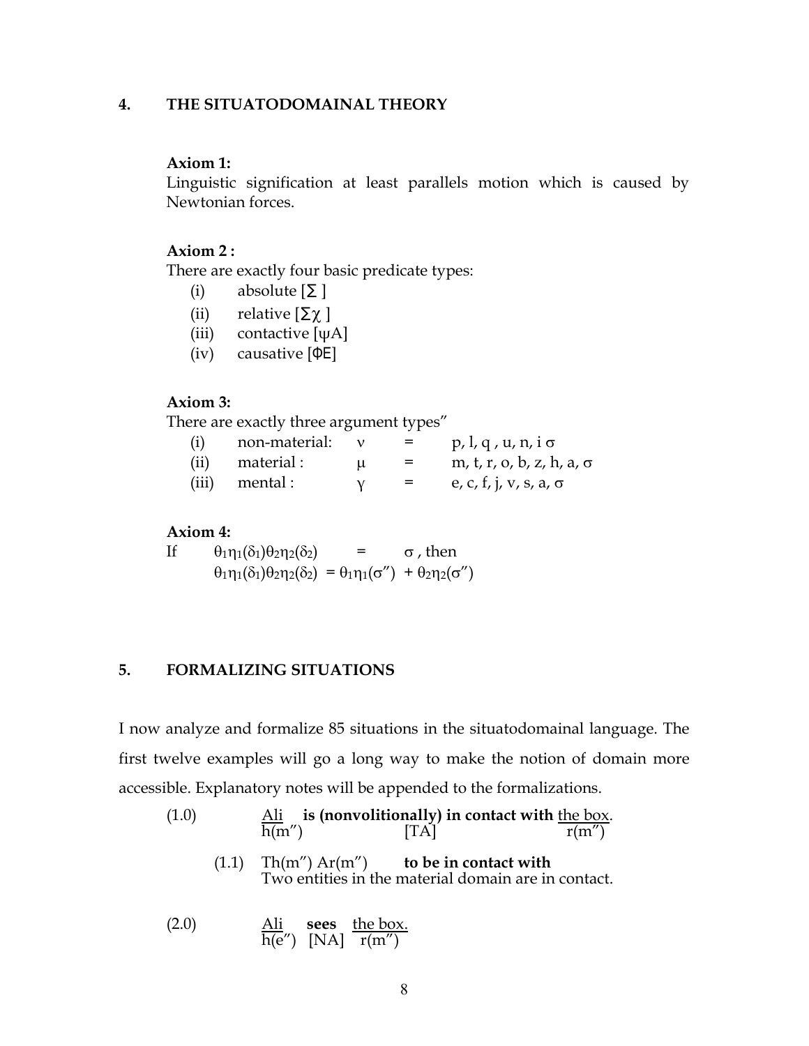## 4. THE SITUATODOMAINAL THEORY

**Axiom 1:**
Linguistic signification at least parallels motion which is caused by Newtonian forces.

**Axiom 2 :**
There are exactly four basic predicate types:

- (i) absolute [Σ ]
- (ii) relative [Σχ ]
- (iii) contactive [ψA]
- (iv) causative [ΦE]

**Axiom 3:**
There are exactly three argument types"

| | | | | |
|---|---|---|---|---|
| (i) | non-material: | $\nu$ | = | p, l, q , u, n, i $\sigma$ |
| (ii) | material : | $\mu$ | = | m, t, r, o, b, z, h, a, $\sigma$ |
| (iii) | mental : | $\gamma$ | = | e, c, f, j, v, s, a, $\sigma$ |

**Axiom 4:**

If $\theta_1\eta_1(\delta_1)\theta_2\eta_2(\delta_2) = \sigma$ , then

$\theta_1\eta_1(\delta_1)\theta_2\eta_2(\delta_2) = \theta_1\eta_1(\sigma'') + \theta_2\eta_2(\sigma'')$

## 5. FORMALIZING SITUATIONS

I now analyze and formalize 85 situations in the situatodomainal language. The first twelve examples will go a long way to make the notion of domain more accessible. Explanatory notes will be appended to the formalizations.

(1.0) Ali **is (nonvolitionally) in contact with** the box.
h(m″) [TA] r(m″)

(1.1) Th(m″) Ar(m″) **to be in contact with**
Two entities in the material domain are in contact.

(2.0) Ali **sees** the box.
h(e″) [NA] r(m″)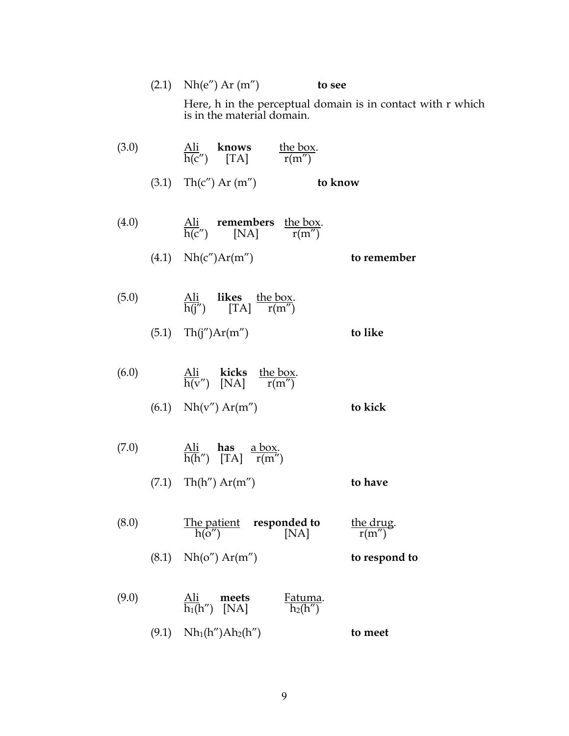(2.1) Nh(e″) Ar (m″) **to see**

Here, h in the perceptual domain is in contact with r which is in the material domain.

(3.0) Ali **knows** the box.
h(c″) [TA] r(m″)

(3.1) Th(c″) Ar (m″) **to know**

(4.0) Ali **remembers** the box.
h(c″) [NA] r(m″)

(4.1) Nh(c″)Ar(m″) **to remember**

(5.0) Ali **likes** the box.
h(j″) [TA] r(m″)

(5.1) Th(j″)Ar(m″) **to like**

(6.0) Ali **kicks** the box.
h(v″) [NA] r(m″)

(6.1) Nh(v″) Ar(m″) **to kick**

(7.0) Ali **has** a box.
h(h″) [TA] r(m″)

(7.1) Th(h″) Ar(m″) **to have**

(8.0) The patient **responded to** the drug.
h(o″) [NA] r(m″)

(8.1) Nh(o″) Ar(m″) **to respond to**

(9.0) Ali **meets** Fatuma.
$h_1$(h″) [NA] $h_2$(h″)

(9.1) N$h_1$(h″)A$h_2$(h″) **to meet**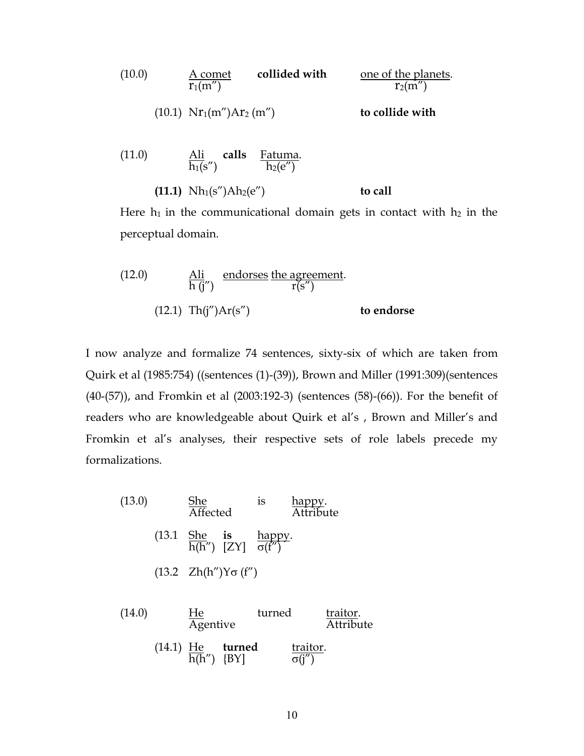(10.0) A comet **collided with** one of the planets.

$r_1(m'')$ — $r_2(m'')$

(10.1) $Nr_1(m'')Ar_2(m'')$ **to collide with**

(11.0) Ali **calls** Fatuma.

$h_1(s'')$ — $h_2(e'')$

**(11.1)** $Nh_1(s'')Ah_2(e'')$ **to call**

Here $h_1$ in the communicational domain gets in contact with $h_2$ in the perceptual domain.

(12.0) Ali endorses the agreement.

$h(j'')$ — $r(s'')$

(12.1) $Th(j'')Ar(s'')$ **to endorse**

I now analyze and formalize 74 sentences, sixty-six of which are taken from Quirk et al (1985:754) ((sentences (1)-(39)), Brown and Miller (1991:309)(sentences (40-(57)), and Fromkin et al (2003:192-3) (sentences (58)-(66)). For the benefit of readers who are knowledgeable about Quirk et al's , Brown and Miller's and Fromkin et al's analyses, their respective sets of role labels precede my formalizations.

(13.0) She is happy.

Affected — Attribute

(13.1 She **is** happy.

$h(h'')$ [ZY] $\sigma(f'')$

(13.2 $Zh(h'')Y\sigma(f'')$

(14.0) He turned traitor.

Agentive — Attribute

(14.1) He **turned** traitor.

$h(h'')$ {BY] $\sigma(j'')$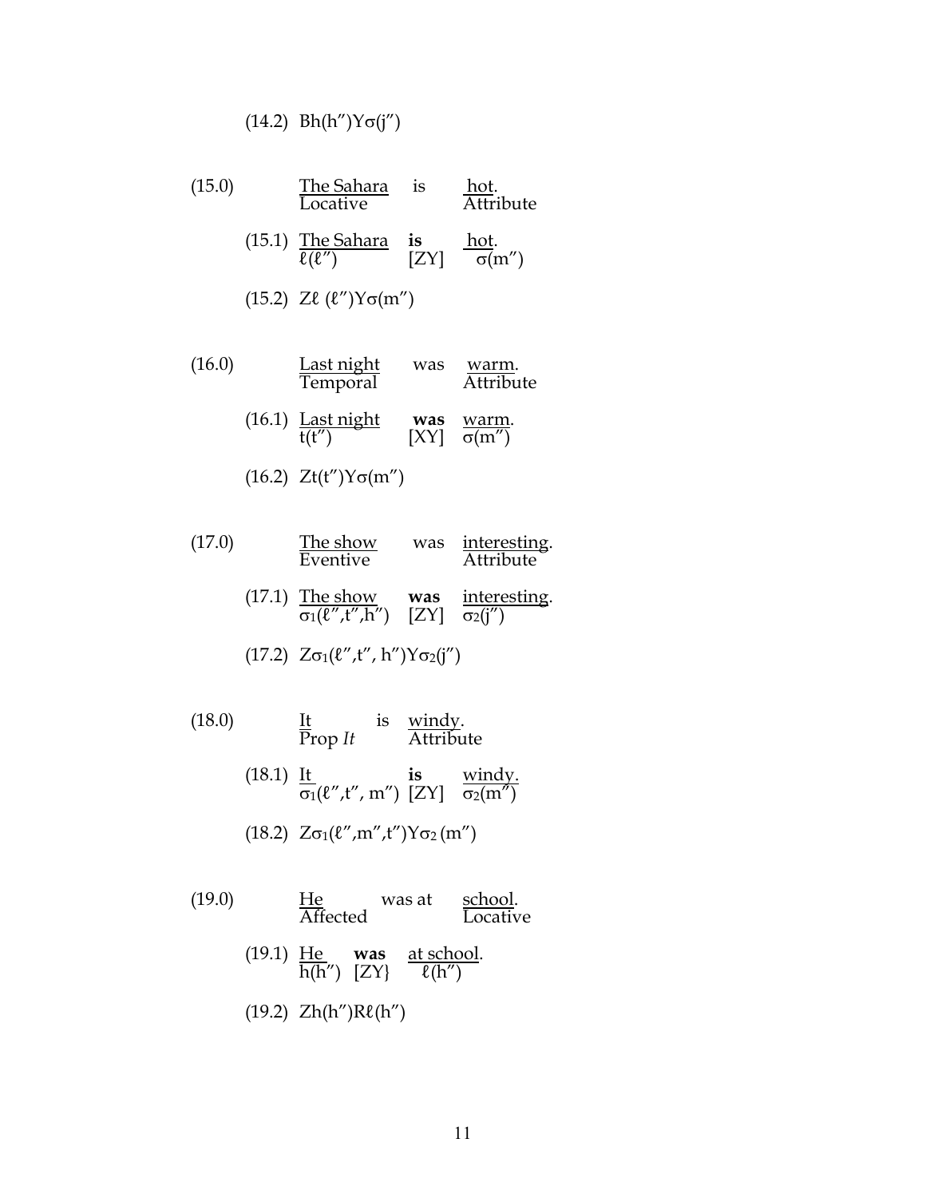(14.2) Bh(h″)Yσ(j″)

(15.0) The Sahara / Locative — is — hot. / Attribute

(15.1) The Sahara / ℓ(ℓ″) — **is** / [ZY] — hot. / σ(m″)

(15.2) Zℓ (ℓ″)Yσ(m″)

(16.0) Last night / Temporal — was — warm. / Attribute

(16.1) Last night / t(t″) — **was** / [XY] — warm. / σ(m″)

(16.2) Zt(t″)Yσ(m″)

(17.0) The show / Eventive — was — interesting. / Attribute

(17.1) The show / $\sigma_1$(ℓ″,t″,h″) — **was** / [ZY] — interesting. / $\sigma_2$(j″)

(17.2) Z$\sigma_1$(ℓ″,t″, h″)Y$\sigma_2$(j″)

(18.0) It / Prop *It* — is — windy. / Attribute

(18.1) It / $\sigma_1$(ℓ″,t″, m″) — **is** / [ZY] — windy. / $\sigma_2$(m″)

(18.2) Z$\sigma_1$(ℓ″,m″,t″)Y$\sigma_2$ (m″)

(19.0) He / Affected — was at — school. / Locative

(19.1) He / h(h″) — **was** / [ZY} — at school. / ℓ(h″)

(19.2) Zh(h″)Rℓ(h″)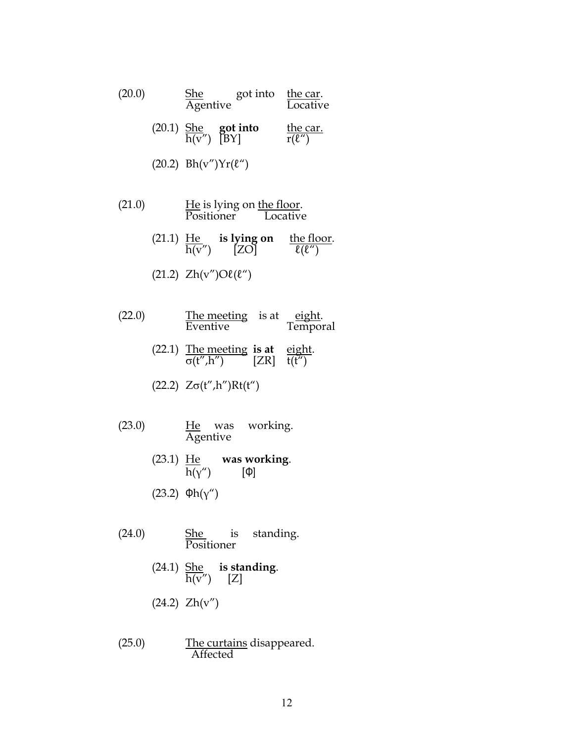(20.0) She (Agentive) got into the car (Locative).

(20.1) She $h(v'')$ **got into** [BY] the car. $r(\ell'')$

(20.2) $Bh(v'')Yr(\ell'')$

(21.0) He (Positioner) is lying on the floor (Locative).

(21.1) He $h(v'')$ **is lying on** [ZO] the floor. $\ell(\ell'')$

(21.2) $Zh(v'')O\ell(\ell'')$

(22.0) The meeting (Eventive) is at eight (Temporal).

(22.1) The meeting $\sigma(t'',h'')$ **is at** [ZR] eight. $t(t'')$

(22.2) $Z\sigma(t'',h'')Rt(t'')$

(23.0) He (Agentive) was working.

(23.1) He $h(\gamma'')$ **was working**. [Φ]

(23.2) $\Phi h(\gamma'')$

(24.0) She (Positioner) is standing.

(24.1) She $h(v'')$ **is standing**. [Z]

(24.2) $Zh(v'')$

(25.0) The curtains (Affected) disappeared.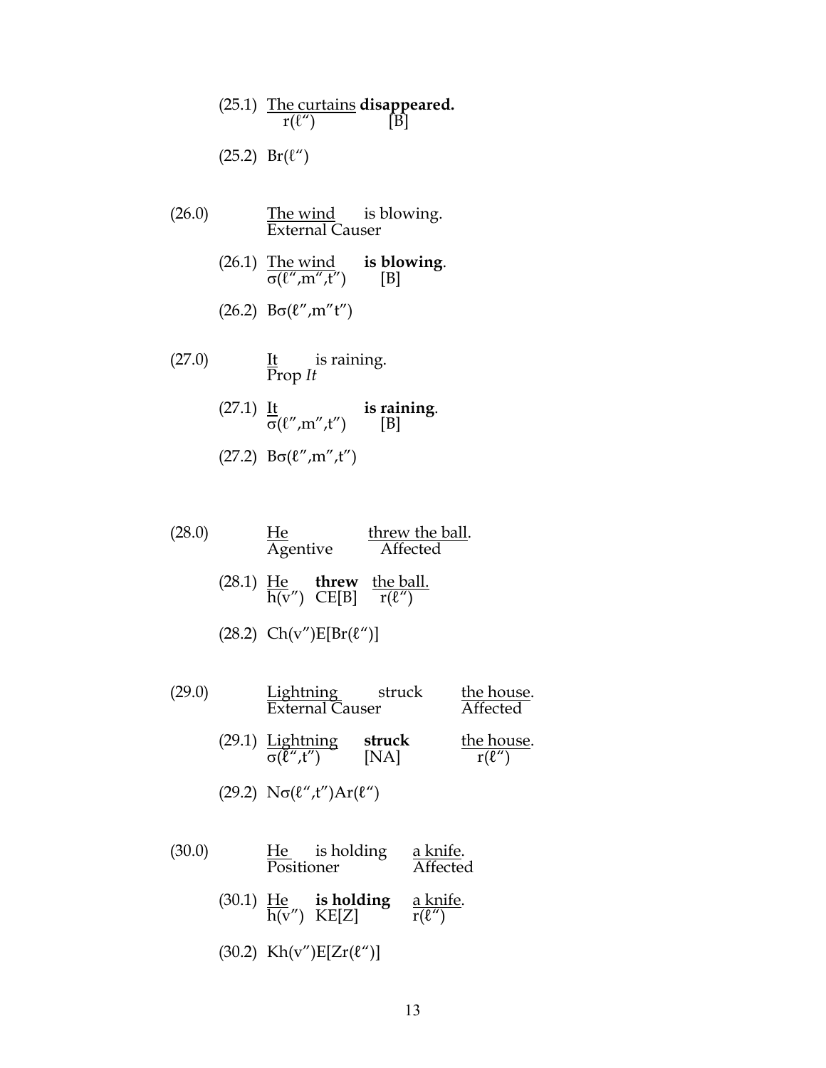(25.1) The curtains **disappeared.**
r(ℓ") [B]

(25.2) Br(ℓ")

(26.0) The wind is blowing.
External Causer

(26.1) The wind **is blowing**.
σ(ℓ",m",t") [B]

(26.2) Bσ(ℓ",m"t")

(27.0) It is raining.
Prop *It*

(27.1) It **is raining**.
σ(ℓ",m",t") [B]

(27.2) Bσ(ℓ",m",t")

(28.0) He threw the ball.
Agentive Affected

(28.1) He **threw** the ball.
h(v") CE[B] r(ℓ")

(28.2) Ch(v")E[Br(ℓ")]

(29.0) Lightning struck the house.
External Causer Affected

(29.1) Lightning **struck** the house.
σ(ℓ",t") [NA] r(ℓ")

(29.2) Nσ(ℓ",t")Ar(ℓ")

(30.0) He is holding a knife.
Positioner Affected

(30.1) He **is holding** a knife.
h(v") KE[Z] r(ℓ")

(30.2) Kh(v")E[Zr(ℓ")]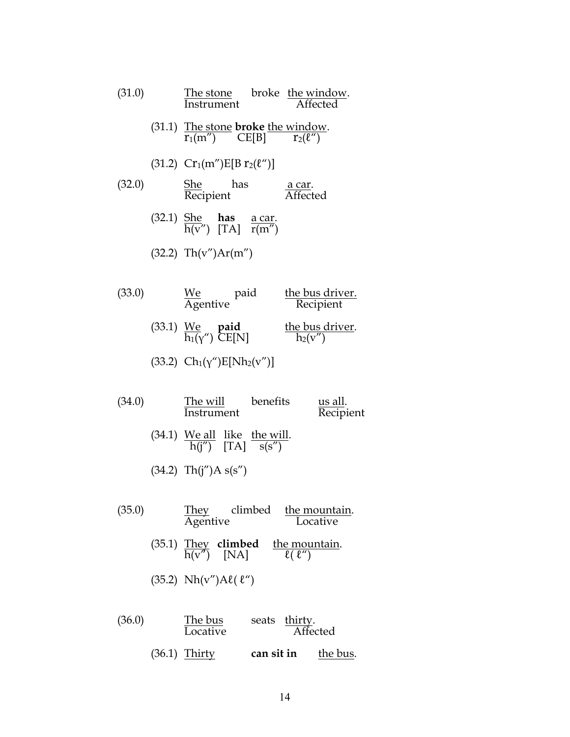(31.0) The stone broke the window.
Instrument / Affected

(31.1) The stone **broke** the window.
$r_1(m'')$ CE[B] $r_2(\ell'')$

(31.2) $Cr_1(m'')E[B\ r_2(\ell'')]$

(32.0) She has a car.
Recipient / Affected

(32.1) She **has** a car.
$h(v'')$ [TA] $r(m'')$

(32.2) $Th(v'')Ar(m'')$

(33.0) We paid the bus driver.
Agentive / Recipient

(33.1) We **paid** the bus driver.
$h_1(\gamma'')$ CE[N] $h_2(v'')$

(33.2) $Ch_1(\gamma'')E[Nh_2(v'')]$

(34.0) The will benefits us all.
Instrument / Recipient

(34.1) We all like the will.
$h(j'')$ [TA] $s(s'')$

(34.2) $Th(j'')A\ s(s'')$

(35.0) They climbed the mountain.
Agentive / Locative

(35.1) They **climbed** the mountain.
$h(v'')$ [NA] $\ell(\ell'')$

(35.2) $Nh(v'')A\ell(\ell'')$

(36.0) The bus seats thirty.
Locative / Affected

(36.1) Thirty **can sit in** the bus.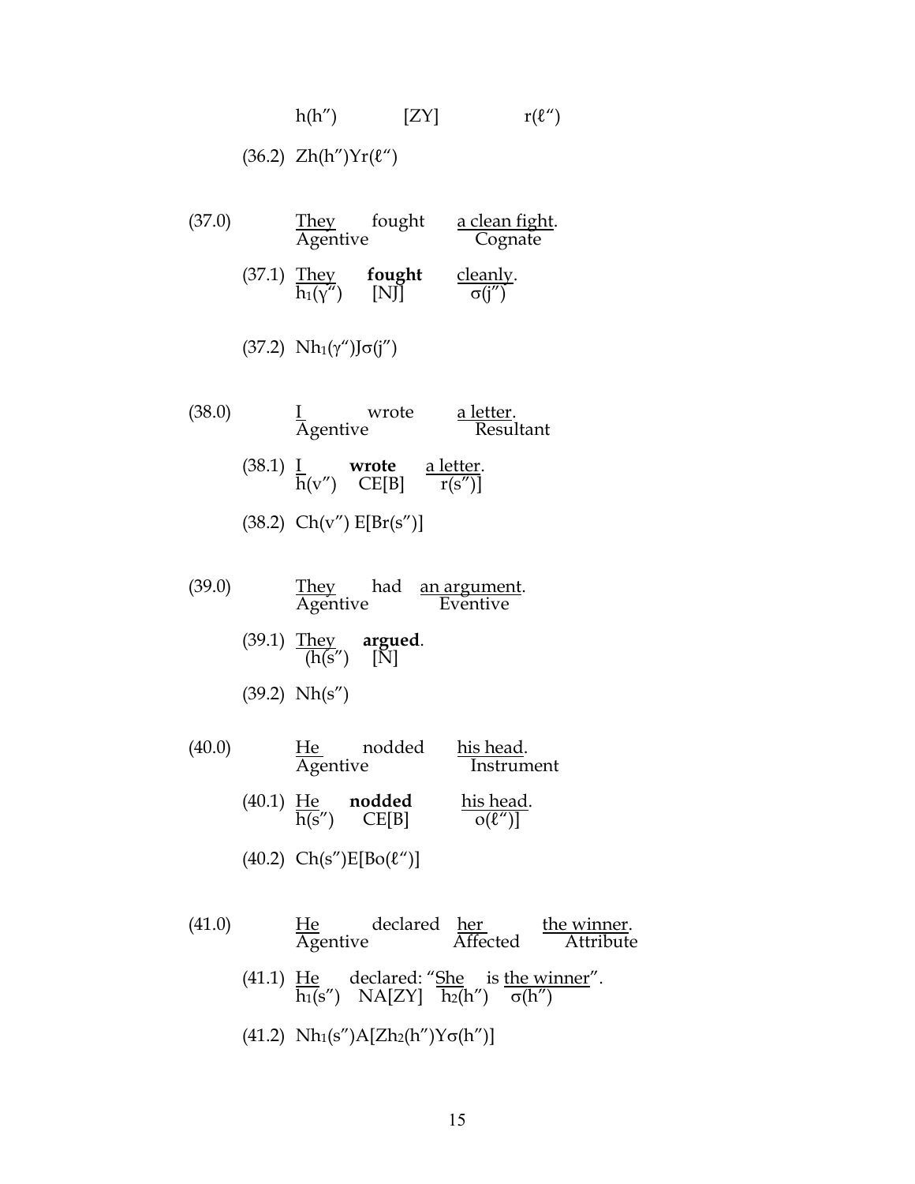h(h″)        [ZY]        r(ℓ″)

(36.2) Zh(h″)Yr(ℓ″)

(37.0) They (Agentive) fought a clean fight (Cognate).

(37.1) They ($h_1$(γ″)) **fought** ([NJ]) cleanly (σ(j″)).

(37.2) N$h_1$(γ″)Jσ(j″)

(38.0) I (Agentive) wrote a letter (Resultant).

(38.1) I (h(v″)) **wrote** (CE[B]) a letter (r(s″)]).

(38.2) Ch(v″) E[Br(s″)]

(39.0) They (Agentive) had an argument (Eventive).

(39.1) They ((h(s″)) **argued** ([N]).

(39.2) Nh(s″)

(40.0) He (Agentive) nodded his head (Instrument).

(40.1) He (h(s″)) **nodded** (CE[B]) his head (o(ℓ″)]).

(40.2) Ch(s″)E[Bo(ℓ″)]

(41.0) He (Agentive) declared her (Affected) the winner (Attribute).

(41.1) He ($h_1$(s″)) declared: (NA[ZY]) "She ($h_2$(h″)) is the winner (σ(h″))".

(41.2) N$h_1$(s″)A[Z$h_2$(h″)Yσ(h″)]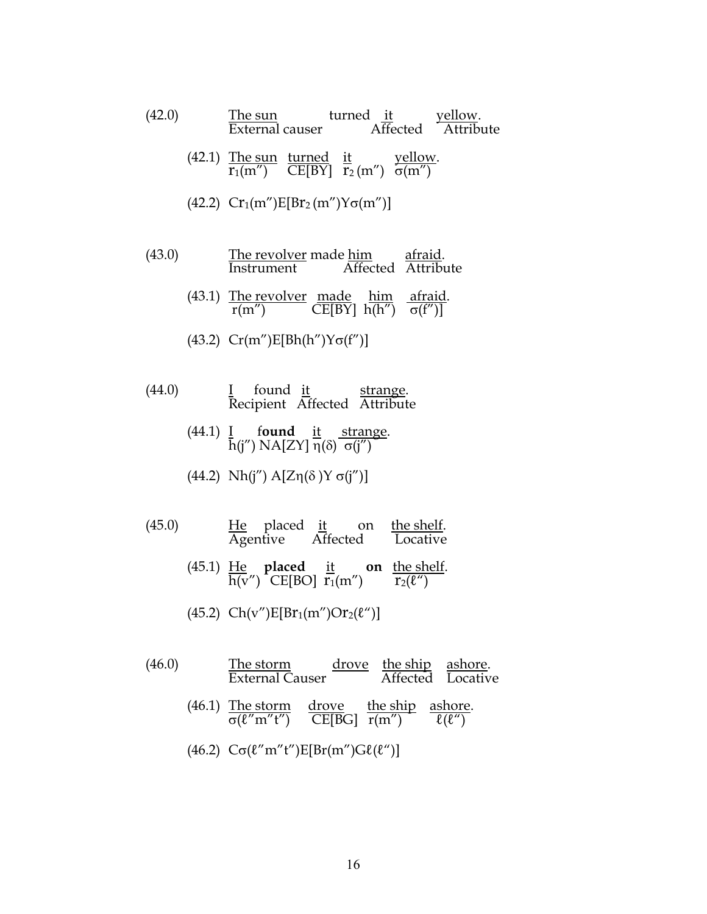(42.0) The sun turned it yellow.

| The sun | turned | it | yellow. |
|---|---|---|---|
| External causer | | Affected | Attribute |

(42.1) The sun turned it yellow.

| The sun | turned | it | yellow. |
|---|---|---|---|
| $r_1(m'')$ | CE[BY] | $r_2(m'')$ | $\sigma(m'')$ |

(42.2) $Cr_1(m'')E[Br_2(m'')Y\sigma(m'')]$

(43.0) The revolver made him afraid.

| The revolver | made | him | afraid. |
|---|---|---|---|
| Instrument | | Affected | Attribute |

(43.1) The revolver made him afraid.

| The revolver | made | him | afraid. |
|---|---|---|---|
| $r(m'')$ | CE[BY] | $h(h'')$ | $\sigma(f'')]$ |

(43.2) $Cr(m'')E[Bh(h'')Y\sigma(f'')]$

(44.0) I found it strange.

| I | found | it | strange. |
|---|---|---|---|
| Recipient | | Affected | Attribute |

(44.1) I **found** it strange.

| I | **found** | it | strange. |
|---|---|---|---|
| $h(j'')$ | NA[ZY] | $\eta(\delta)$ | $\sigma(j'')$ |

(44.2) $Nh(j'')\ A[Z\eta(\delta)Y\ \sigma(j'')]$

(45.0) He placed it on the shelf.

| He | placed | it | on | the shelf. |
|---|---|---|---|---|
| Agentive | | Affected | | Locative |

(45.1) He **placed** it **on** the shelf.

| He | **placed** | it | **on** | the shelf. |
|---|---|---|---|---|
| $h(v'')$ | CE[BO] | $r_1(m'')$ | | $r_2(\ell'')$ |

(45.2) $Ch(v'')E[Br_1(m'')Or_2(\ell'')]$

(46.0) The storm drove the ship ashore.

| The storm | drove | the ship | ashore. |
|---|---|---|---|
| External Causer | | Affected | Locative |

(46.1) The storm drove the ship ashore.

| The storm | drove | the ship | ashore. |
|---|---|---|---|
| $\sigma(\ell''m''t'')$ | CE[BG] | $r(m'')$ | $\ell(\ell'')$ |

(46.2) $C\sigma(\ell''m''t'')E[Br(m'')G\ell(\ell'')]$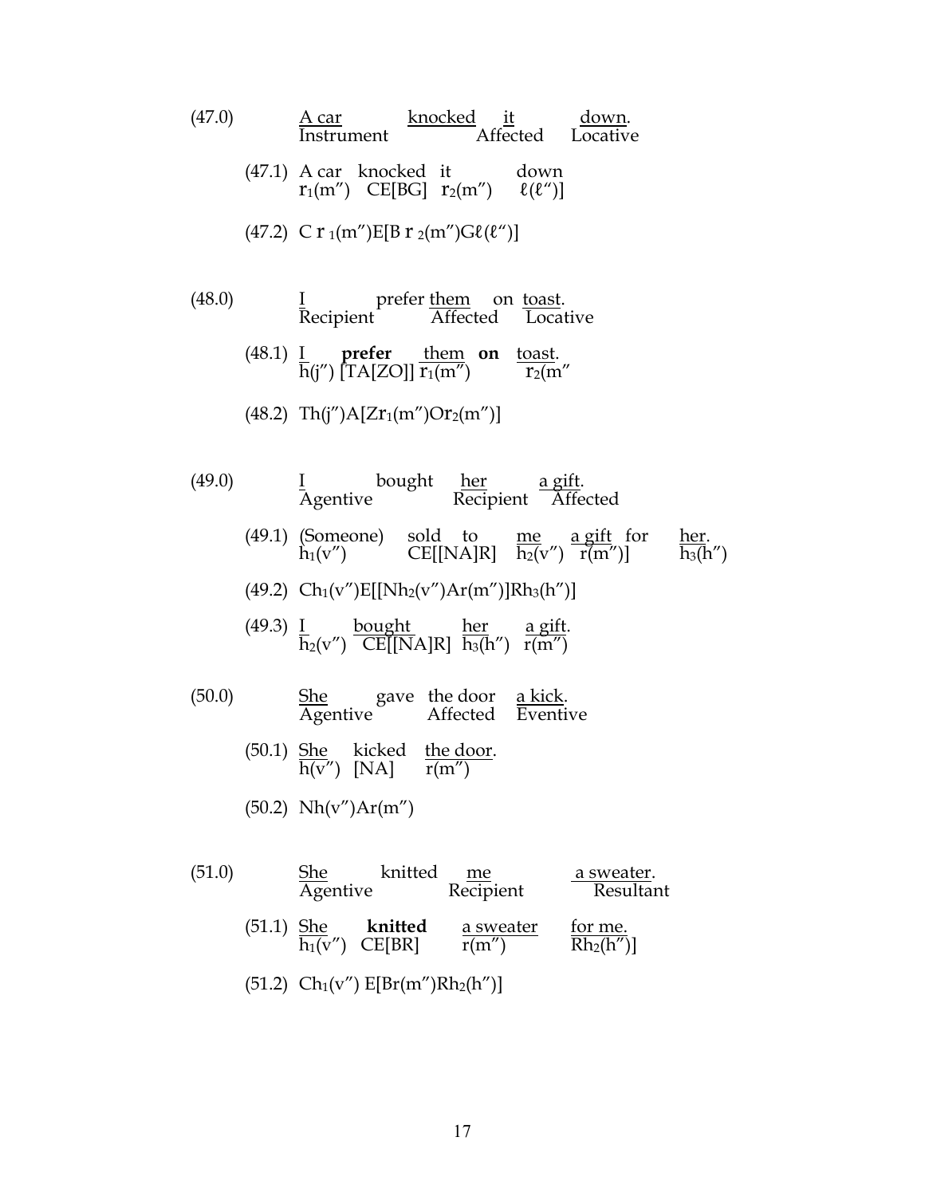(47.0) A car knocked it down.
Instrument — Affected — Locative

(47.1) A car knocked it down
$r_1$(m″) CE[BG] $r_2$(m″) ℓ(ℓ″)]

(47.2) C $r_1$(m″)E[B $r_2$(m″)Gℓ(ℓ″)]

(48.0) I prefer them on toast.
Recipient — Affected — Locative

(48.1) I **prefer** them **on** toast.
h(j″) [TA[ZO]] $r_1$(m″) $r_2$(m″

(48.2) Th(j″)A[Z$r_1$(m″)O$r_2$(m″)]

(49.0) I bought her a gift.
Agentive — Recipient — Affected

(49.1) (Someone) sold to me a gift for her.
$h_1$(v″) CE[[NA]R] $h_2$(v″) r(m″)] $h_3$(h″)

(49.2) C$h_1$(v″)E[[N$h_2$(v″)Ar(m″)]R$h_3$(h″)]

(49.3) I bought her a gift.
$h_2$(v″) CE[[NA]R] $h_3$(h″) r(m″)

(50.0) She gave the door a kick.
Agentive — Affected — Eventive

(50.1) She kicked the door.
h(v″) [NA] r(m″)

(50.2) Nh(v″)Ar(m″)

(51.0) She knitted me a sweater.
Agentive — Recipient — Resultant

(51.1) She **knitted** a sweater for me.
$h_1$(v″) CE[BR] r(m″) R$h_2$(h″)]

(51.2) C$h_1$(v″) E[Br(m″)R$h_2$(h″)]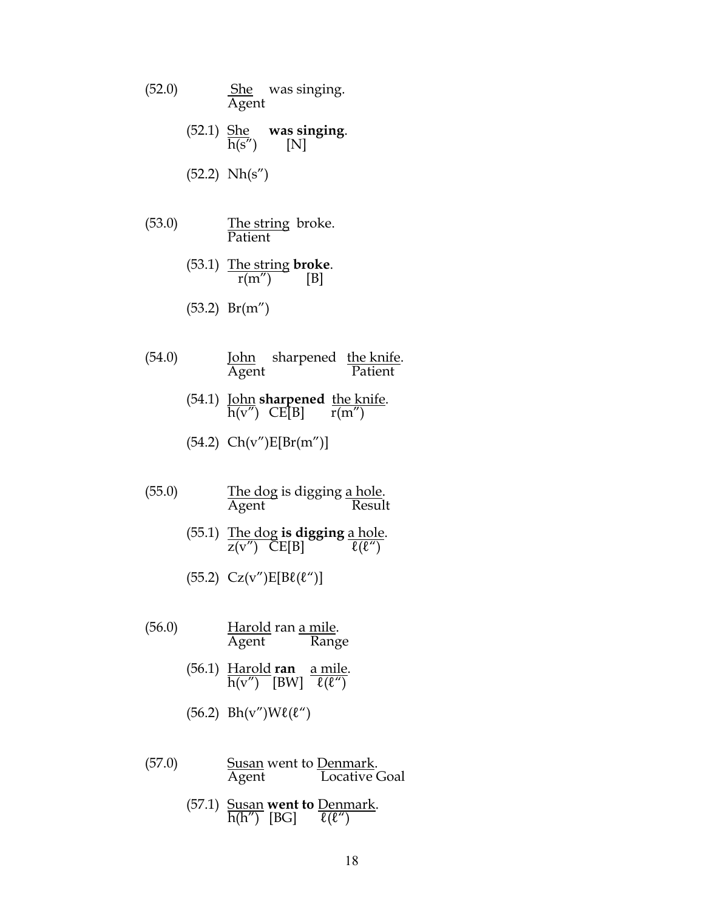(52.0) She was singing.
Agent

(52.1) She **was singing**.
h(s″) [N]

(52.2) Nh(s″)

(53.0) The string broke.
Patient

(53.1) The string **broke**.
r(m″) [B]

(53.2) Br(m″)

(54.0) John sharpened the knife.
Agent Patient

(54.1) John **sharpened** the knife.
h(v″) CE[B] r(m″)

(54.2) Ch(v″)E[Br(m″)]

(55.0) The dog is digging a hole.
Agent Result

(55.1) The dog **is digging** a hole.
z(v″) CE[B] ℓ(ℓ″)

(55.2) Cz(v″)E[Bℓ(ℓ″)]

(56.0) Harold ran a mile.
Agent Range

(56.1) Harold **ran** a mile.
h(v″) [BW] ℓ(ℓ″)

(56.2) Bh(v″)Wℓ(ℓ″)

(57.0) Susan went to Denmark.
Agent Locative Goal

(57.1) Susan **went to** Denmark.
h(h″) [BG] ℓ(ℓ″)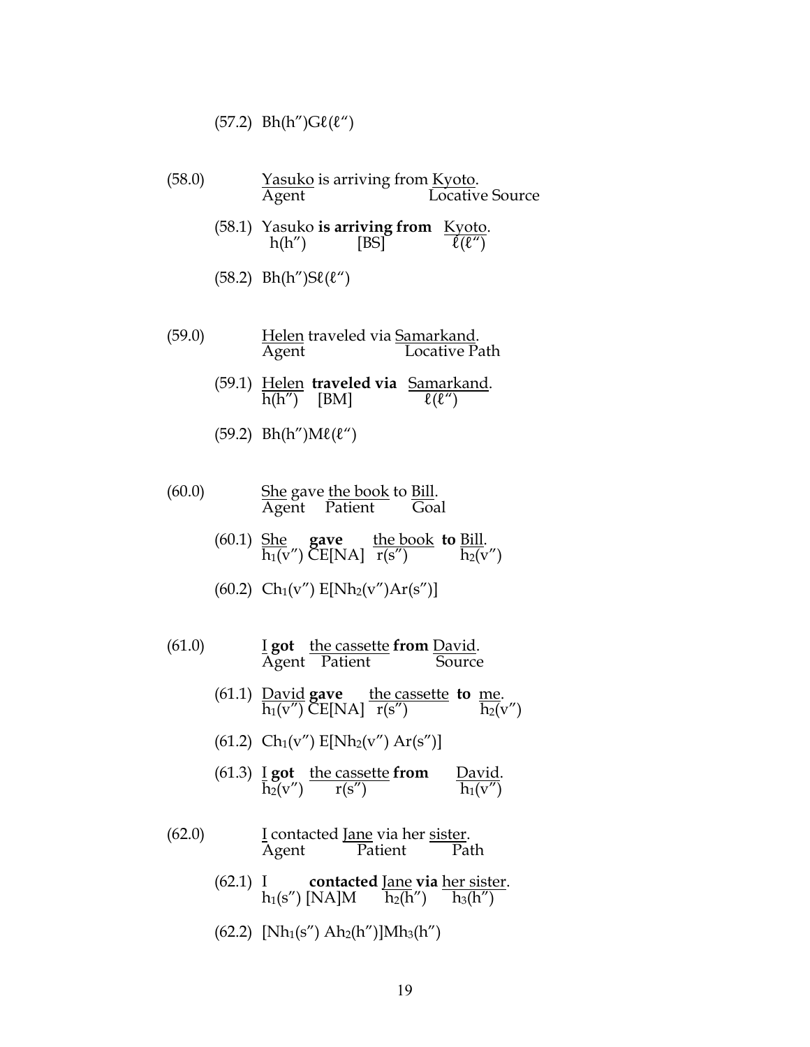(57.2) Bh(h″)Gℓ(ℓ“)

(58.0) Yasuko is arriving from Kyoto.
Agent Locative Source

(58.1) Yasuko **is arriving from** Kyoto.
h(h″) [BS] ℓ(ℓ“)

(58.2) Bh(h″)Sℓ(ℓ“)

(59.0) Helen traveled via Samarkand.
Agent Locative Path

(59.1) Helen **traveled via** Samarkand.
h(h″) [BM] ℓ(ℓ“)

(59.2) Bh(h″)Mℓ(ℓ“)

(60.0) She gave the book to Bill.
Agent Patient Goal

(60.1) She **gave** the book **to** Bill.
$h_1$(v″) CE[NA] r(s″) $h_2$(v″)

(60.2) $Ch_1$(v″) E[$Nh_2$(v″)Ar(s″)]

(61.0) I **got** the cassette **from** David.
Agent Patient Source

(61.1) David **gave** the cassette **to** me.
$h_1$(v″) CE[NA] r(s″) $h_2$(v″)

(61.2) $Ch_1$(v″) E[$Nh_2$(v″) Ar(s″)]

(61.3) I **got** the cassette **from** David.
$h_2$(v″) r(s″) $h_1$(v″)

(62.0) I contacted Jane via her sister.
Agent Patient Path

(62.1) I **contacted** Jane **via** her sister.
$h_1$(s″) [NA]M $h_2$(h″) $h_3$(h″)

(62.2) [$Nh_1$(s″) $Ah_2$(h″)]$Mh_3$(h″)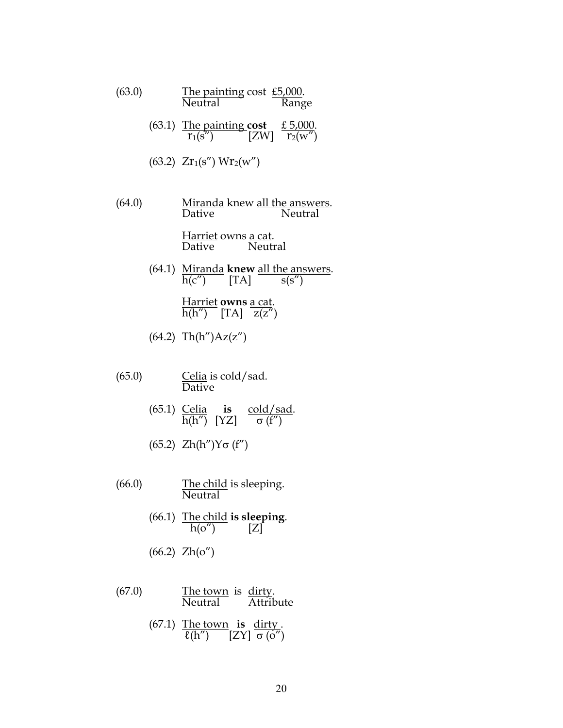(63.0) The painting cost £5,000.
  Neutral — Range

(63.1) The painting **cost** £ 5,000.
  $r_1(s'')$ [ZW] $r_2(w'')$

(63.2) $Zr_1(s'')\ Wr_2(w'')$

(64.0) Miranda knew all the answers.
  Dative — Neutral

  Harriet owns a cat.
  Dative — Neutral

(64.1) Miranda **knew** all the answers.
  $h(c'')$ [TA] $s(s'')$

  Harriet **owns** a cat.
  $h(h'')$ [TA] $z(z'')$

(64.2) $Th(h'')Az(z'')$

(65.0) Celia is cold/sad.
  Dative

(65.1) Celia **is** cold/sad.
  $h(h'')$ [YZ] $\sigma\ (f'')$

(65.2) $Zh(h'')Y\sigma\ (f'')$

(66.0) The child is sleeping.
  Neutral

(66.1) The child **is sleeping**.
  $h(o'')$ [Z]

(66.2) $Zh(o'')$

(67.0) The town is dirty.
  Neutral — Attribute

(67.1) The town **is** dirty .
  $\ell(h'')$ [ZY] $\sigma\ (o'')$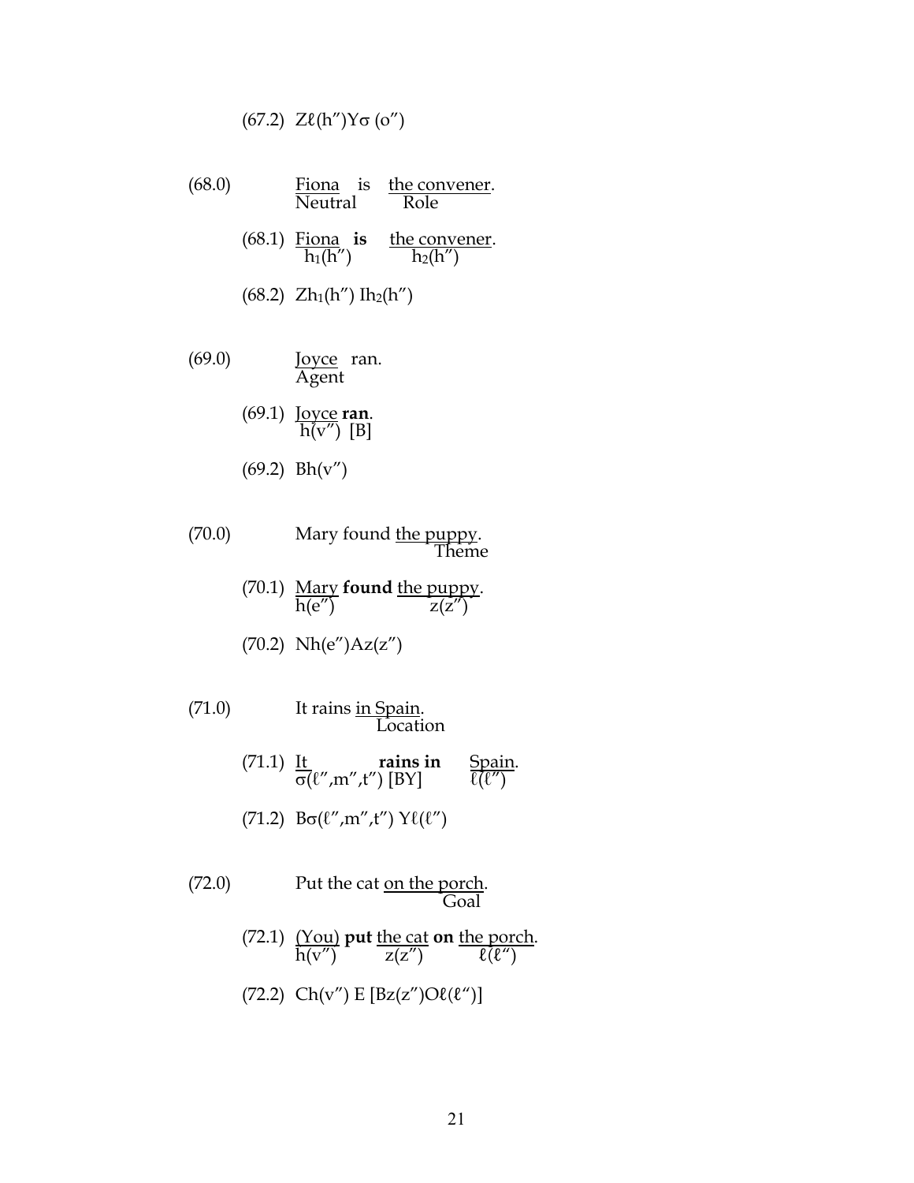(67.2) Zℓ(h″)Yσ (o″)

(68.0) Fiona is the convener.
Neutral — Role

(68.1) Fiona **is** the convener.
$h_1$(h″) — $h_2$(h″)

(68.2) $Zh_1$(h″) $Ih_2$(h″)

(69.0) Joyce ran.
Agent

(69.1) Joyce **ran**.
h(v″) [B]

(69.2) Bh(v″)

(70.0) Mary found the puppy.
Theme

(70.1) Mary **found** the puppy.
h(e″) — z(z″)

(70.2) Nh(e″)Az(z″)

(71.0) It rains in Spain.
Location

(71.1) It **rains in** Spain.
σ(ℓ″,m″,t″) [BY] — ℓ(ℓ″)

(71.2) Bσ(ℓ″,m″,t″) Yℓ(ℓ″)

(72.0) Put the cat on the porch.
Goal

(72.1) (You) **put** the cat **on** the porch.
h(v″) — z(z″) — ℓ(ℓ“)

(72.2) Ch(v″) E [Bz(z″)Oℓ(ℓ“)]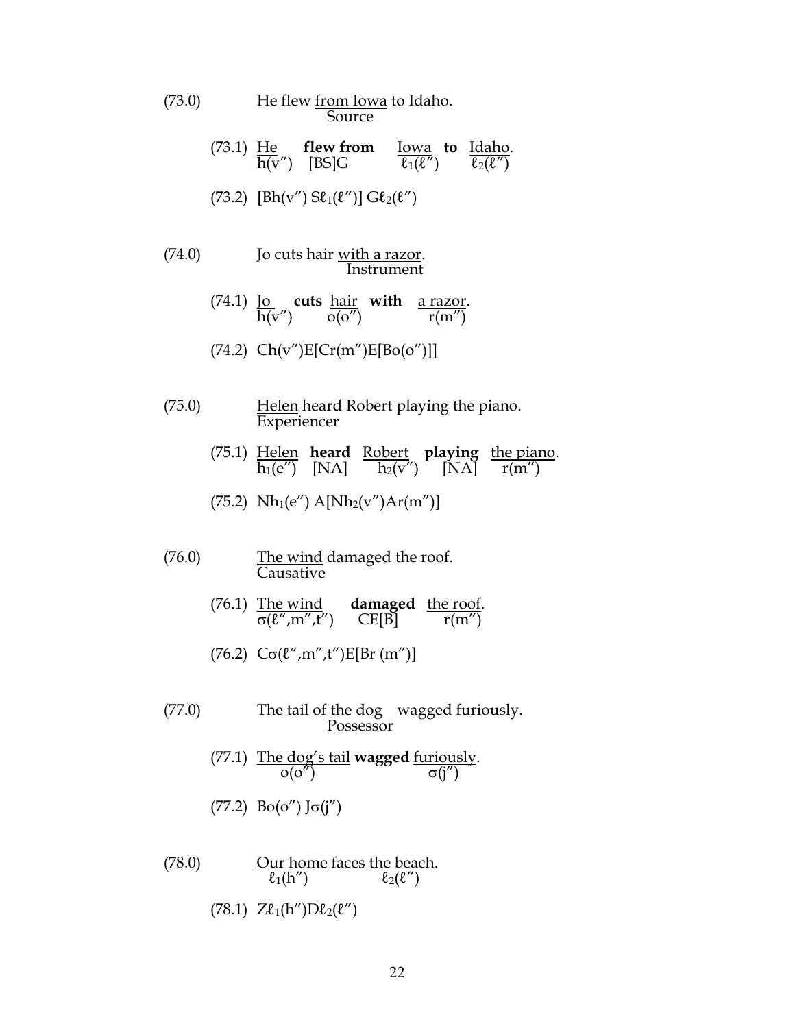(73.0) He flew from Iowa to Idaho.
Source

(73.1) He / $h(v'')$ — **flew from** / [BS]G — Iowa / $\ell_1(\ell'')$ — **to** — Idaho. / $\ell_2(\ell'')$

(73.2) $[Bh(v'')\ S\ell_1(\ell'')]\ G\ell_2(\ell'')$

(74.0) Jo cuts hair with a razor.
Instrument

(74.1) Jo / $h(v'')$ — **cuts** — hair / $o(o'')$ — **with** — a razor. / $r(m'')$

(74.2) $Ch(v'')E[Cr(m'')E[Bo(o'')]]$

(75.0) Helen heard Robert playing the piano.
Experiencer

(75.1) Helen / $h_1(e'')$ — **heard** / [NA] — Robert / $h_2(v'')$ — **playing** / [NA] — the piano. / $r(m'')$

(75.2) $Nh_1(e'')\ A[Nh_2(v'')Ar(m'')]$

(76.0) The wind damaged the roof.
Causative

(76.1) The wind / $\sigma(\ell'',m'',t'')$ — **damaged** / CE[B] — the roof. / $r(m'')$

(76.2) $C\sigma(\ell'',m'',t'')E[Br\ (m'')]$

(77.0) The tail of the dog wagged furiously.
Possessor

(77.1) The dog's tail / $o(o'')$ — **wagged** — furiously. / $\sigma(j'')$

(77.2) $Bo(o'')\ J\sigma(j'')$

(78.0) Our home / $\ell_1(h'')$ — faces — the beach. / $\ell_2(\ell'')$

(78.1) $Z\ell_1(h'')D\ell_2(\ell'')$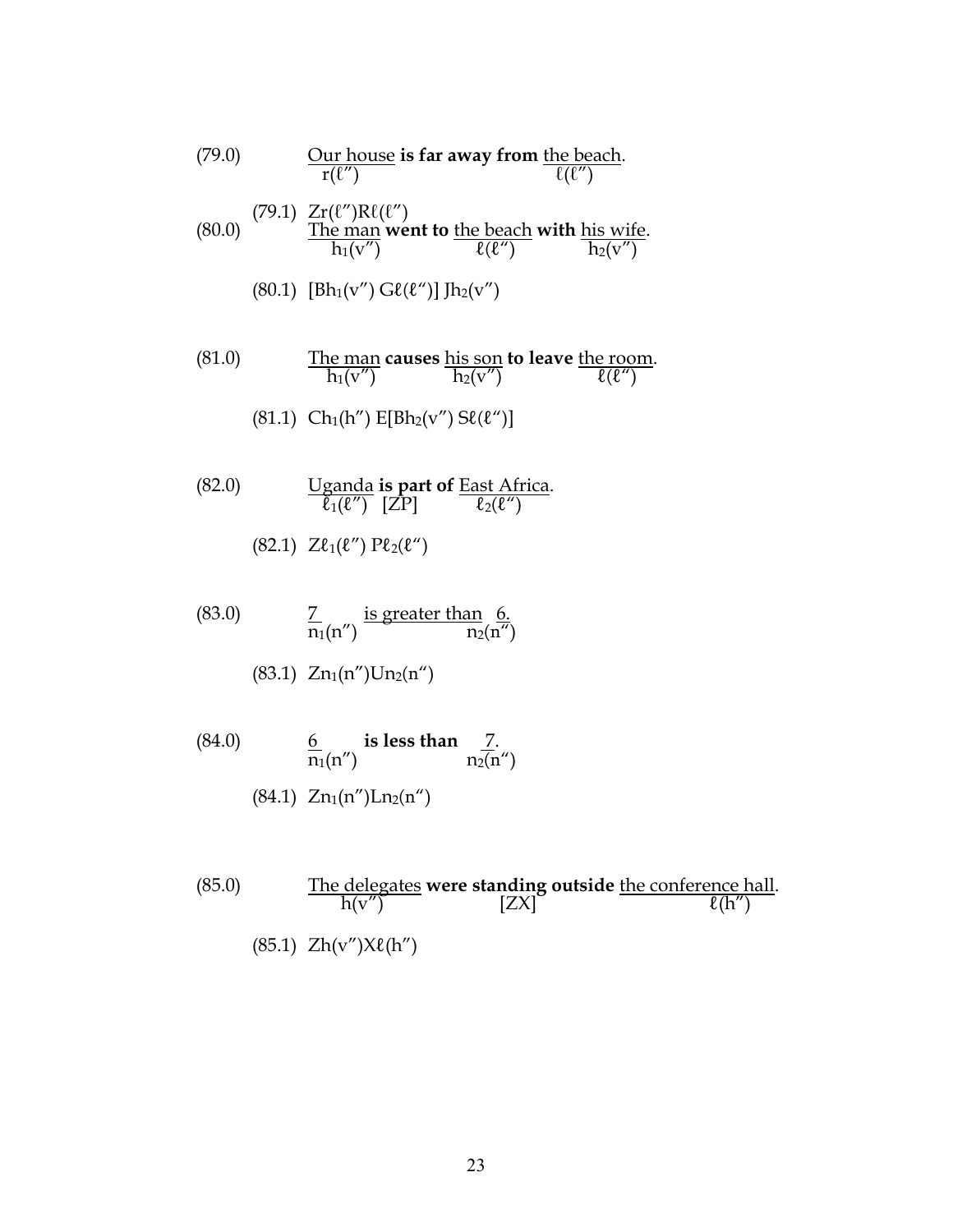(79.0) Our house **is far away from** the beach.
$r(\ell'')$ ... $\ell(\ell'')$

(79.1) $Zr(\ell'')R\ell(\ell'')$

(80.0) The man **went to** the beach **with** his wife.
$h_1(v'')$ ... $\ell(\ell'')$ ... $h_2(v'')$

(80.1) $[Bh_1(v'')\ G\ell(\ell'')]\ Jh_2(v'')$

(81.0) The man **causes** his son **to leave** the room.
$h_1(v'')$ ... $h_2(v'')$ ... $\ell(\ell'')$

(81.1) $Ch_1(h'')\ E[Bh_2(v'')\ S\ell(\ell'')]$

(82.0) Uganda **is part of** East Africa.
$\ell_1(\ell'')$ [ZP] $\ell_2(\ell'')$

(82.1) $Z\ell_1(\ell'')\ P\ell_2(\ell'')$

(83.0) 7 is greater than 6.
$n_1(n'')$ ... $n_2(n'')$

(83.1) $Zn_1(n'')Un_2(n'')$

(84.0) 6 **is less than** 7.
$n_1(n'')$ ... $n_2(n'')$

(84.1) $Zn_1(n'')Ln_2(n'')$

(85.0) The delegates **were standing outside** the conference hall.
$h(v'')$ [ZX] $\ell(h'')$

(85.1) $Zh(v'')X\ell(h'')$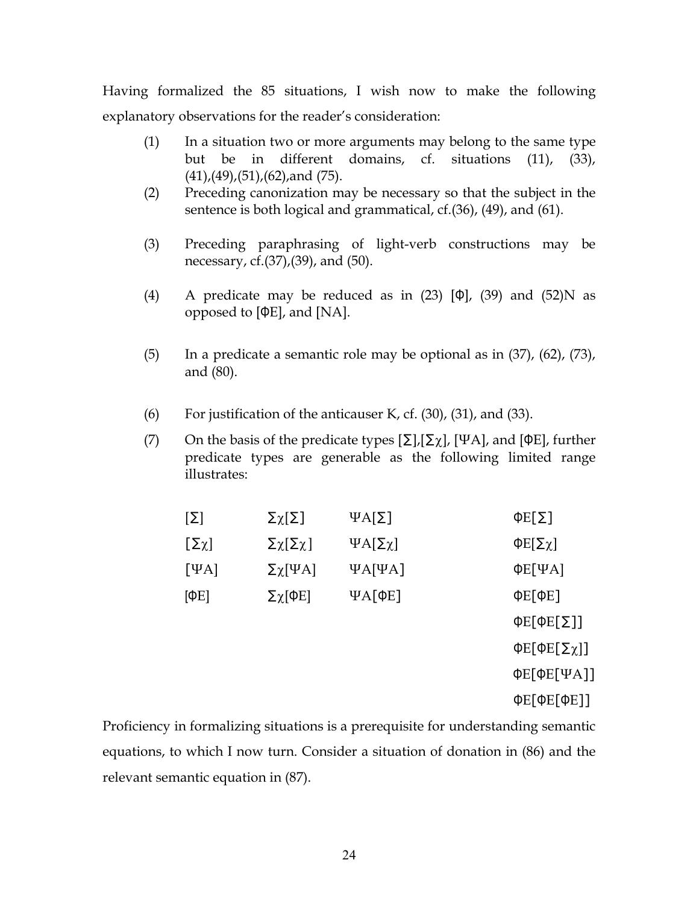Having formalized the 85 situations, I wish now to make the following explanatory observations for the reader's consideration:

(1) In a situation two or more arguments may belong to the same type but be in different domains, cf. situations (11), (33), (41),(49),(51),(62),and (75).

(2) Preceding canonization may be necessary so that the subject in the sentence is both logical and grammatical, cf.(36), (49), and (61).

(3) Preceding paraphrasing of light-verb constructions may be necessary, cf.(37),(39), and (50).

(4) A predicate may be reduced as in (23) [Φ], (39) and (52)N as opposed to [ΦE], and [NA].

(5) In a predicate a semantic role may be optional as in (37), (62), (73), and (80).

(6) For justification of the anticauser K, cf. (30), (31), and (33).

(7) On the basis of the predicate types [Σ],[Σχ], [ΨA], and [ΦE], further predicate types are generable as the following limited range illustrates:

| | | | |
|---|---|---|---|
| [Σ] | Σχ[Σ] | ΨA[Σ] | ΦE[Σ] |
| [Σχ] | Σχ[Σχ] | ΨA[Σχ] | ΦE[Σχ] |
| [ΨA] | Σχ[ΨA] | ΨA[ΨA] | ΦE[ΨA] |
| [ΦE] | Σχ[ΦE] | ΨA[ΦE] | ΦE[ΦE] |
| | | | ΦE[ΦE[Σ]] |
| | | | ΦE[ΦE[Σχ]] |
| | | | ΦE[ΦE[ΨA]] |
| | | | ΦE[ΦE[ΦE]] |

Proficiency in formalizing situations is a prerequisite for understanding semantic equations, to which I now turn. Consider a situation of donation in (86) and the relevant semantic equation in (87).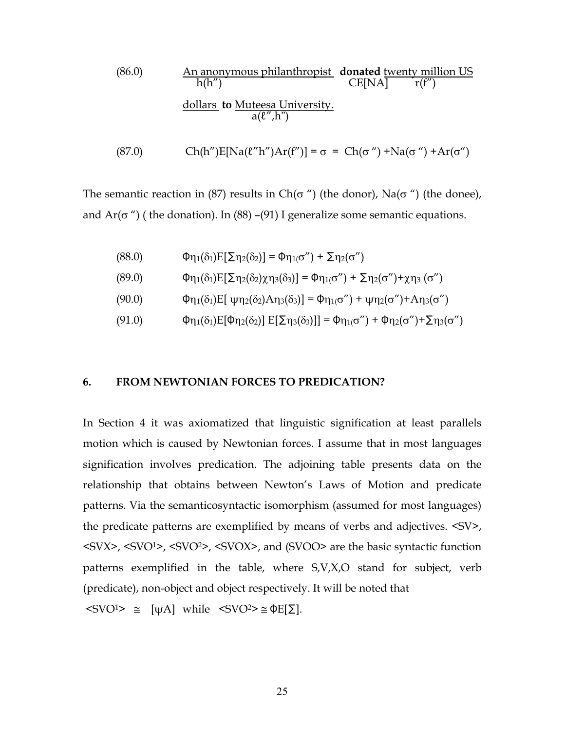(86.0) An anonymous philanthropist **donated** twenty million US dollars **to** Muteesa University.

$$\underbrace{\text{An anonymous philanthropist}}_{h(h'')}\ \underbrace{\textbf{donated}}_{CE[NA]}\ \underbrace{\text{twenty million US dollars}}_{r(f'')}\ \textbf{to}\ \underbrace{\text{Muteesa University.}}_{a(\ell'',h'')}$$

(87.0) $$Ch(h'')E[Na(\ell''h'')Ar(f'')] = \sigma \; = \; Ch(\sigma'') + Na(\sigma'') + Ar(\sigma'')$$

The semantic reaction in (87) results in $Ch(\sigma'')$ (the donor), $Na(\sigma'')$ (the donee), and $Ar(\sigma'')$ ( the donation). In (88) –(91) I generalize some semantic equations.

(88.0) $$\Phi\eta_1(\delta_1)E[\Sigma\eta_2(\delta_2)] = \Phi\eta_1(\sigma'') + \Sigma\eta_2(\sigma'')$$

(89.0) $$\Phi\eta_1(\delta_1)E[\Sigma\eta_2(\delta_2)\chi\eta_3(\delta_3)] = \Phi\eta_1(\sigma'') + \Sigma\eta_2(\sigma'') + \chi\eta_3(\sigma'')$$

(90.0) $$\Phi\eta_1(\delta_1)E[\psi\eta_2(\delta_2)A\eta_3(\delta_3)] = \Phi\eta_1(\sigma'') + \psi\eta_2(\sigma'') + A\eta_3(\sigma'')$$

(91.0) $$\Phi\eta_1(\delta_1)E[\Phi\eta_2(\delta_2)]\,E[\Sigma\eta_3(\delta_3)]] = \Phi\eta_1(\sigma'') + \Phi\eta_2(\sigma'') + \Sigma\eta_3(\sigma'')$$

## 6. FROM NEWTONIAN FORCES TO PREDICATION?

In Section 4 it was axiomatized that linguistic signification at least parallels motion which is caused by Newtonian forces. I assume that in most languages signification involves predication. The adjoining table presents data on the relationship that obtains between Newton's Laws of Motion and predicate patterns. Via the semanticosyntactic isomorphism (assumed for most languages) the predicate patterns are exemplified by means of verbs and adjectives. <SV>, <SVX>, $<SVO^1>$, $<SVO^2>$, <SVOX>, and (SVOO> are the basic syntactic function patterns exemplified in the table, where S,V,X,O stand for subject, verb (predicate), non-object and object respectively. It will be noted that $<SVO^1> \;\cong\; [\psi A]$ while $<SVO^2> \cong \Phi E[\Sigma]$.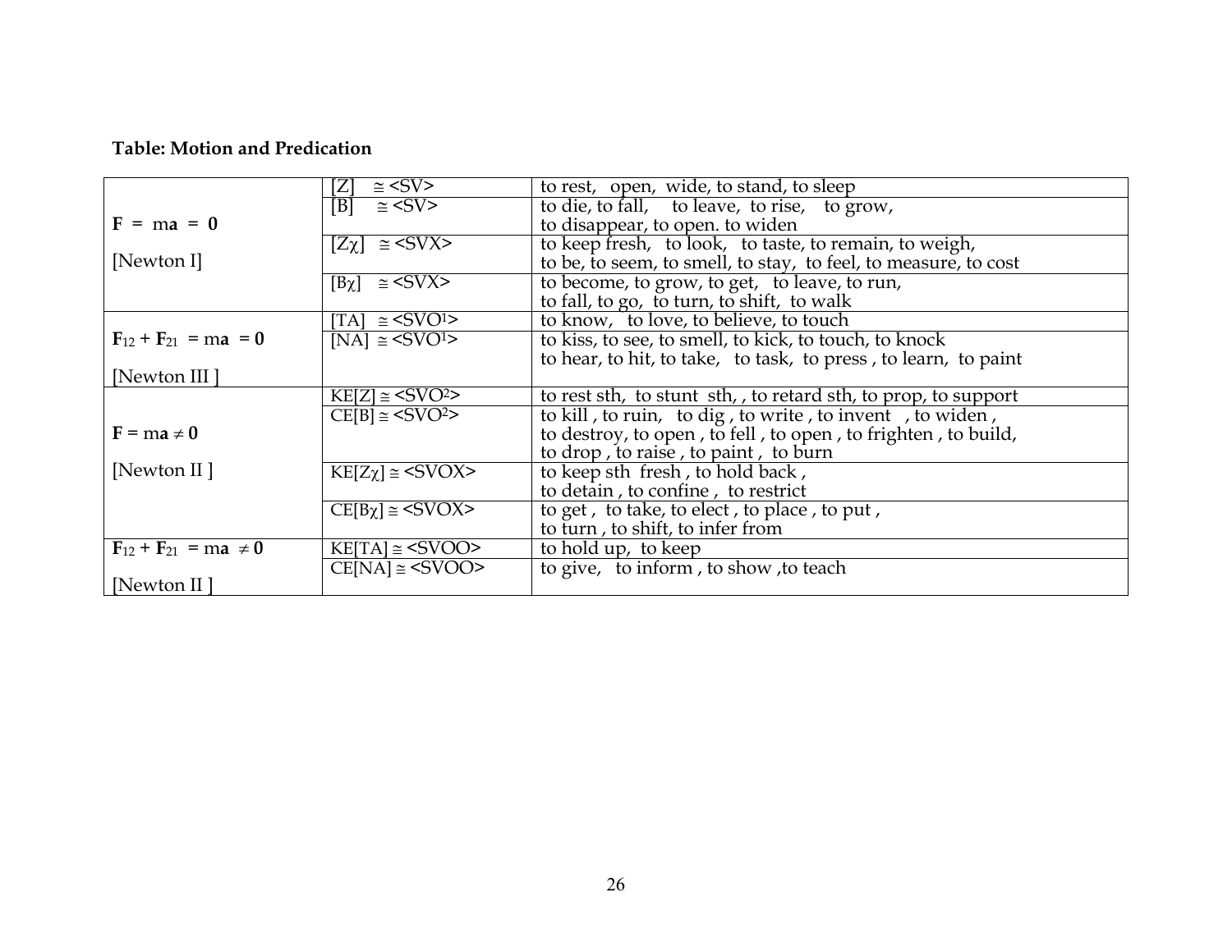**Table: Motion and Predication**

| | | |
|---|---|---|
| $\mathbf{F} = m\mathbf{a} = \mathbf{0}$ [Newton I] | [Z] ≅ <SV> | to rest, open, wide, to stand, to sleep |
| | [B] ≅ <SV> | to die, to fall, to leave, to rise, to grow, to disappear, to open. to widen |
| | [Zχ] ≅ <SVX> | to keep fresh, to look, to taste, to remain, to weigh, to be, to seem, to smell, to stay, to feel, to measure, to cost |
| | [Bχ] ≅ <SVX> | to become, to grow, to get, to leave, to run, to fall, to go, to turn, to shift, to walk |
| $\mathbf{F}_{12} + \mathbf{F}_{21} = m\mathbf{a} = \mathbf{0}$ [Newton III ] | [TA] ≅ <SVO[1]> | to know, to love, to believe, to touch |
| | [NA] ≅ <SVO[1]> | to kiss, to see, to smell, to kick, to touch, to knock to hear, to hit, to take, to task, to press , to learn, to paint |
| $\mathbf{F} = m\mathbf{a} \neq \mathbf{0}$ [Newton II ] | KE[Z] ≅ <SVO[2]> | to rest sth, to stunt sth, , to retard sth, to prop, to support |
| | CE[B] ≅ <SVO[2]> | to kill , to ruin, to dig , to write , to invent , to widen , to destroy, to open , to fell , to open , to frighten , to build, to drop , to raise , to paint , to burn |
| | KE[Zχ] ≅ <SVOX> | to keep sth fresh , to hold back , to detain , to confine , to restrict |
| | CE[Bχ] ≅ <SVOX> | to get , to take, to elect , to place , to put , to turn , to shift, to infer from |
| $\mathbf{F}_{12} + \mathbf{F}_{21} = m\mathbf{a} \neq \mathbf{0}$ [Newton II ] | KE[TA] ≅ <SVOO> | to hold up, to keep |
| | CE[NA] ≅ <SVOO> | to give, to inform , to show ,to teach |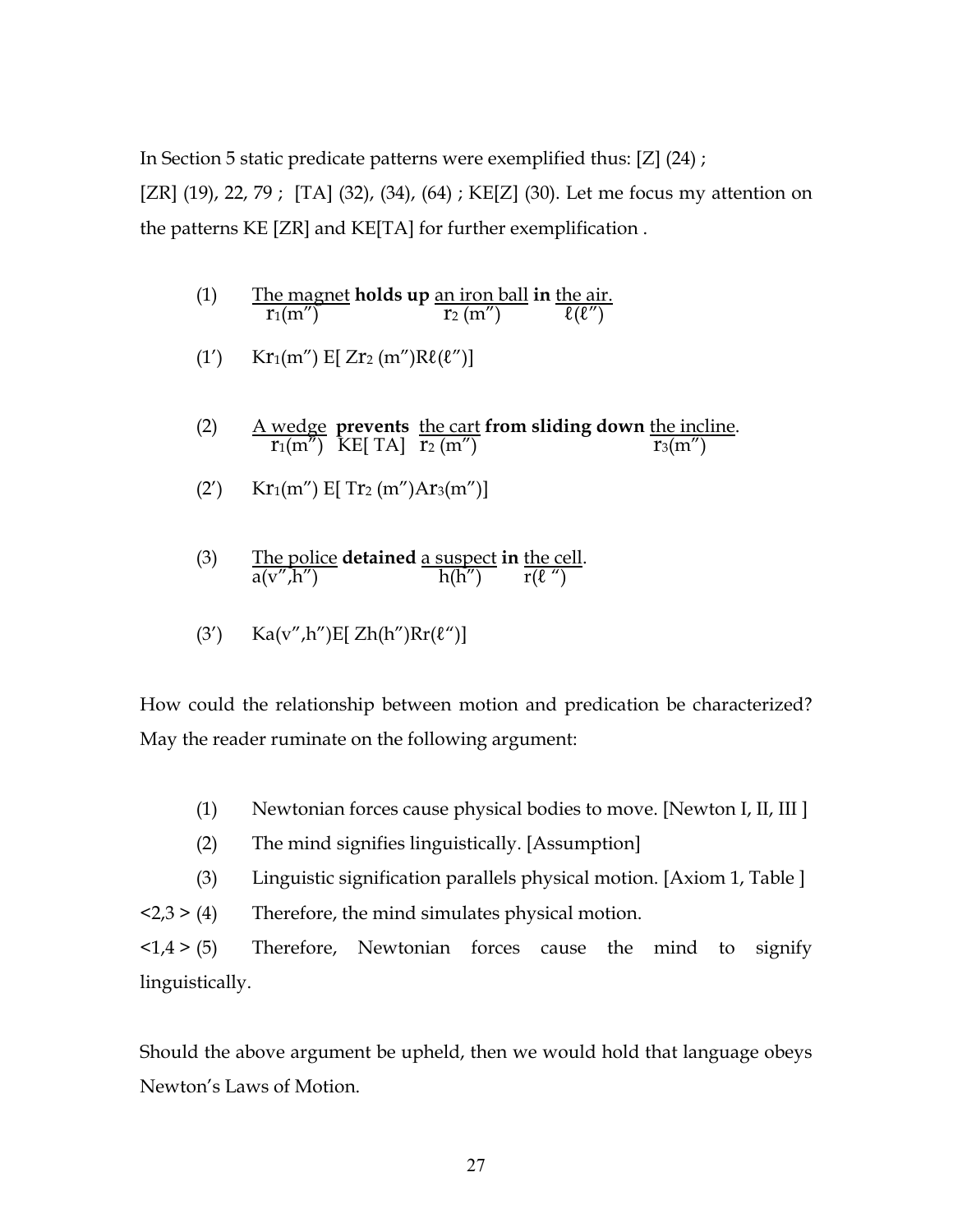In Section 5 static predicate patterns were exemplified thus: [Z] (24) ; [ZR] (19), 22, 79 ; [TA] (32), (34), (64) ; KE[Z] (30). Let me focus my attention on the patterns KE [ZR] and KE[TA] for further exemplification .

(1) The magnet **holds up** an iron ball **in** the air.
$r_1(m'')$ — $r_2(m'')$ — $\ell(\ell'')$

(1′) $Kr_1(m'')\,E[\,Zr_2(m'')R\ell(\ell'')]$

(2) A wedge **prevents** the cart **from sliding down** the incline.
$r_1(m'')$ KE[ TA] $r_2(m'')$ — $r_3(m'')$

(2′) $Kr_1(m'')\,E[\,Tr_2(m'')Ar_3(m'')]$

(3) The police **detained** a suspect **in** the cell.
$a(v'',h'')$ — $h(h'')$ — $r(\ell'')$

(3′) $Ka(v'',h'')E[\,Zh(h'')Rr(\ell'')]$

How could the relationship between motion and predication be characterized? May the reader ruminate on the following argument:

(1) Newtonian forces cause physical bodies to move. [Newton I, II, III ]

(2) The mind signifies linguistically. [Assumption]

(3) Linguistic signification parallels physical motion. [Axiom 1, Table ]

<2,3 > (4) Therefore, the mind simulates physical motion.

<1,4 > (5) Therefore, Newtonian forces cause the mind to signify linguistically.

Should the above argument be upheld, then we would hold that language obeys Newton's Laws of Motion.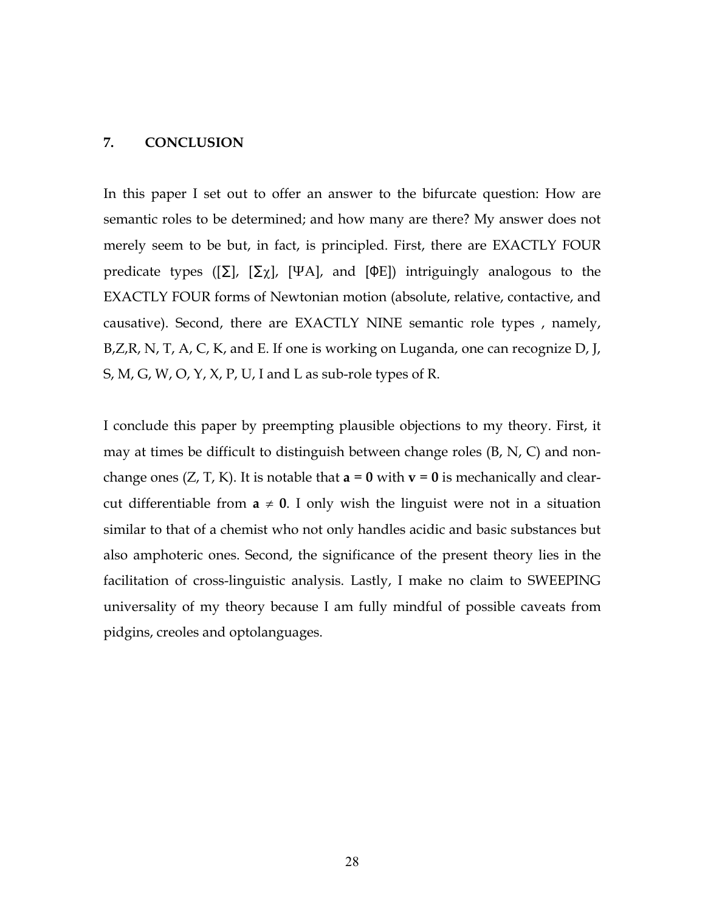## 7. CONCLUSION

In this paper I set out to offer an answer to the bifurcate question: How are semantic roles to be determined; and how many are there? My answer does not merely seem to be but, in fact, is principled. First, there are EXACTLY FOUR predicate types ([Σ], [Σχ], [ΨA], and [ΦE]) intriguingly analogous to the EXACTLY FOUR forms of Newtonian motion (absolute, relative, contactive, and causative). Second, there are EXACTLY NINE semantic role types , namely, B,Z,R, N, T, A, C, K, and E. If one is working on Luganda, one can recognize D, J, S, M, G, W, O, Y, X, P, U, I and L as sub-role types of R.

I conclude this paper by preempting plausible objections to my theory. First, it may at times be difficult to distinguish between change roles (B, N, C) and non-change ones (Z, T, K). It is notable that $\mathbf{a} = \mathbf{0}$ with $\mathbf{v} = \mathbf{0}$ is mechanically and clear-cut differentiable from $\mathbf{a} \neq \mathbf{0}$. I only wish the linguist were not in a situation similar to that of a chemist who not only handles acidic and basic substances but also amphoteric ones. Second, the significance of the present theory lies in the facilitation of cross-linguistic analysis. Lastly, I make no claim to SWEEPING universality of my theory because I am fully mindful of possible caveats from pidgins, creoles and optolanguages.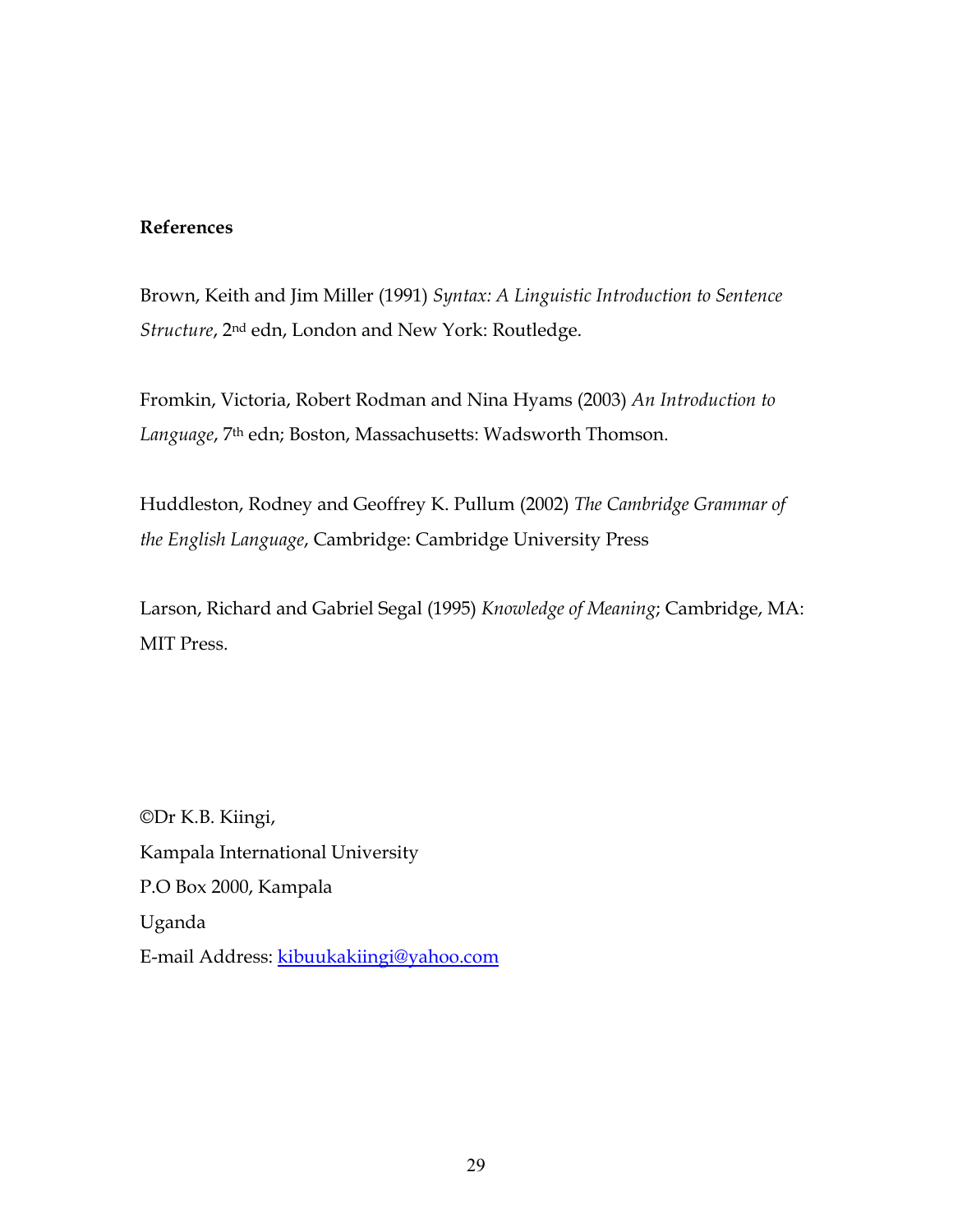## References

Brown, Keith and Jim Miller (1991) *Syntax: A Linguistic Introduction to Sentence Structure*, 2nd edn, London and New York: Routledge.

Fromkin, Victoria, Robert Rodman and Nina Hyams (2003) *An Introduction to Language*, 7th edn; Boston, Massachusetts: Wadsworth Thomson.

Huddleston, Rodney and Geoffrey K. Pullum (2002) *The Cambridge Grammar of the English Language*, Cambridge: Cambridge University Press

Larson, Richard and Gabriel Segal (1995) *Knowledge of Meaning*; Cambridge, MA: MIT Press.

©Dr K.B. Kiingi,
Kampala International University
P.O Box 2000, Kampala
Uganda
E-mail Address: kibuukakiingi@yahoo.com